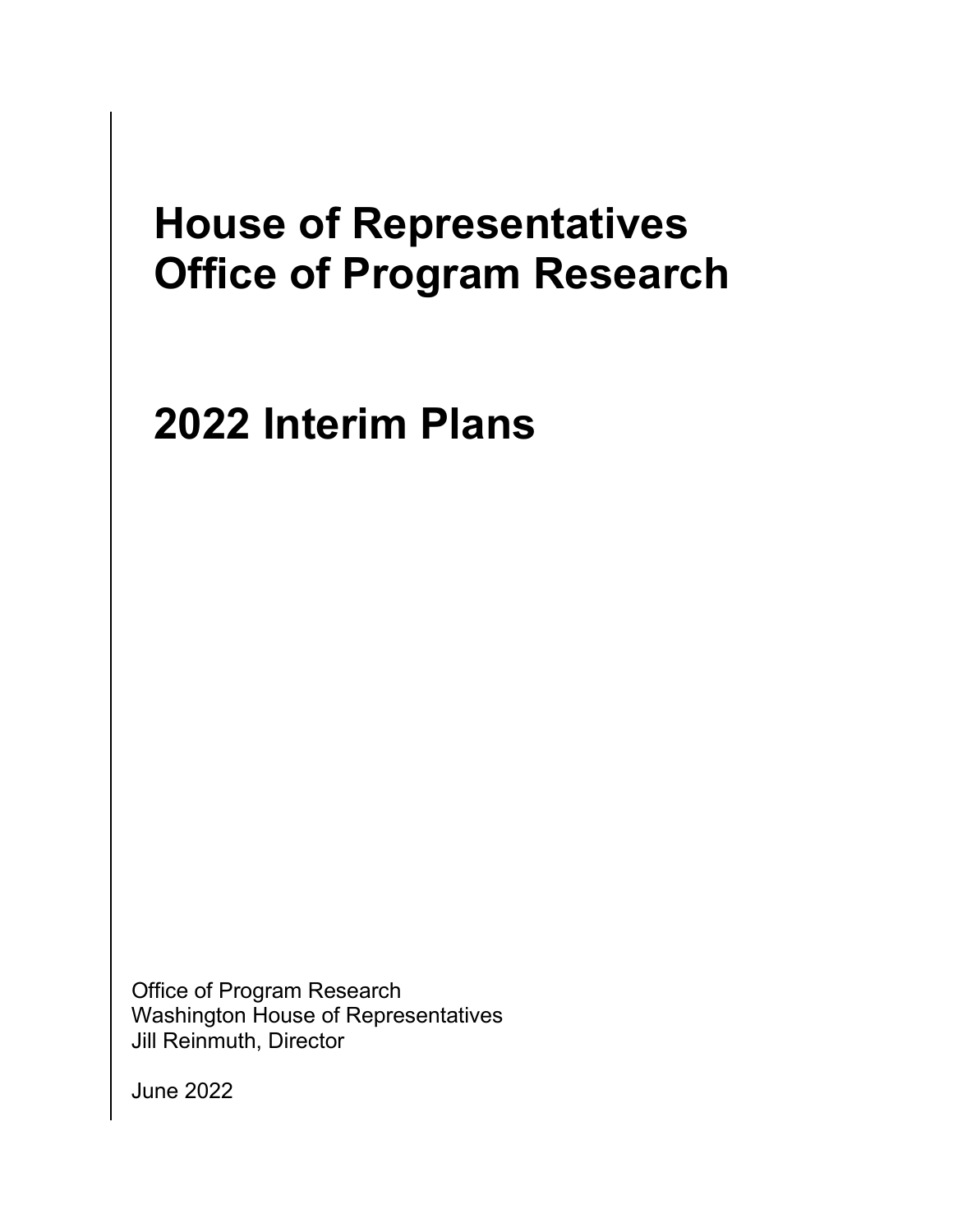# House of Representatives Office of Program Research

# 2022 Interim Plans

Office of Program Research
Washington House of Representatives
Jill Reinmuth, Director

June 2022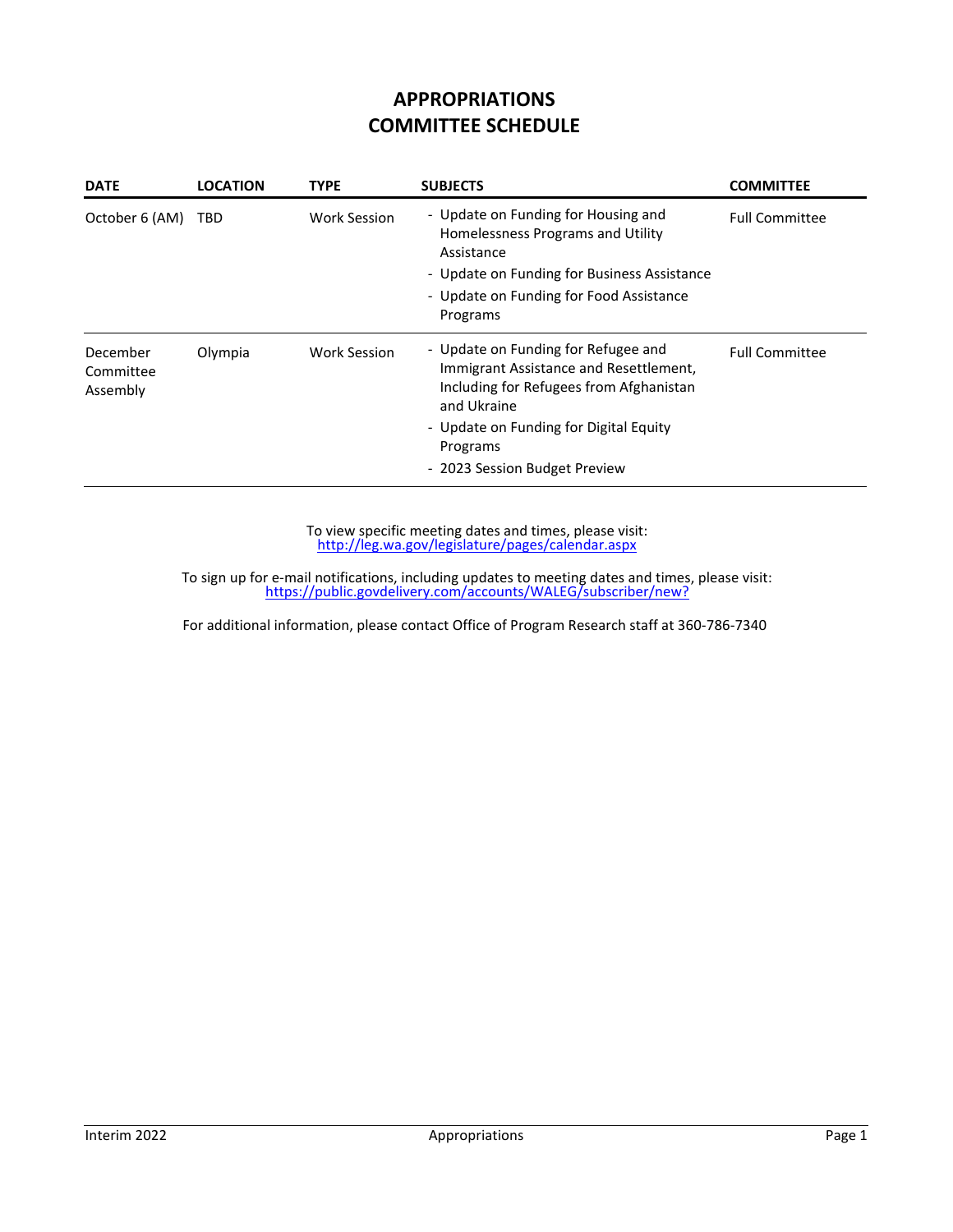# APPROPRIATIONS
# COMMITTEE SCHEDULE

| DATE | LOCATION | TYPE | SUBJECTS | COMMITTEE |
|---|---|---|---|---|
| October 6 (AM) | TBD | Work Session | - Update on Funding for Housing and Homelessness Programs and Utility Assistance<br>- Update on Funding for Business Assistance<br>- Update on Funding for Food Assistance Programs | Full Committee |
| December Committee Assembly | Olympia | Work Session | - Update on Funding for Refugee and Immigrant Assistance and Resettlement, Including for Refugees from Afghanistan and Ukraine<br>- Update on Funding for Digital Equity Programs<br>- 2023 Session Budget Preview | Full Committee |

To view specific meeting dates and times, please visit:
http://leg.wa.gov/legislature/pages/calendar.aspx

To sign up for e-mail notifications, including updates to meeting dates and times, please visit:
https://public.govdelivery.com/accounts/WALEG/subscriber/new?

For additional information, please contact Office of Program Research staff at 360-786-7340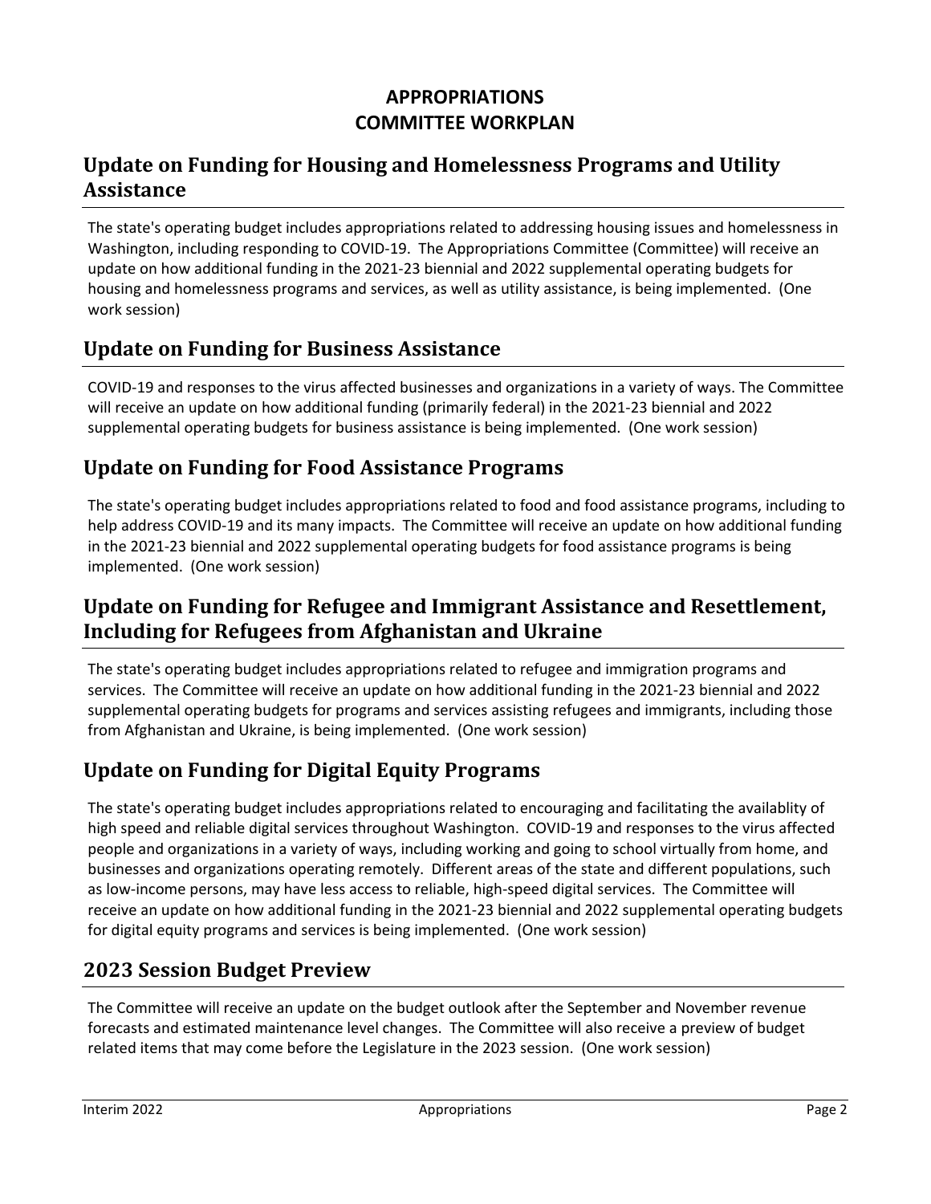# APPROPRIATIONS
# COMMITTEE WORKPLAN

## Update on Funding for Housing and Homelessness Programs and Utility Assistance

The state's operating budget includes appropriations related to addressing housing issues and homelessness in Washington, including responding to COVID-19. The Appropriations Committee (Committee) will receive an update on how additional funding in the 2021-23 biennial and 2022 supplemental operating budgets for housing and homelessness programs and services, as well as utility assistance, is being implemented. (One work session)

## Update on Funding for Business Assistance

COVID-19 and responses to the virus affected businesses and organizations in a variety of ways. The Committee will receive an update on how additional funding (primarily federal) in the 2021-23 biennial and 2022 supplemental operating budgets for business assistance is being implemented. (One work session)

## Update on Funding for Food Assistance Programs

The state's operating budget includes appropriations related to food and food assistance programs, including to help address COVID-19 and its many impacts. The Committee will receive an update on how additional funding in the 2021-23 biennial and 2022 supplemental operating budgets for food assistance programs is being implemented. (One work session)

## Update on Funding for Refugee and Immigrant Assistance and Resettlement, Including for Refugees from Afghanistan and Ukraine

The state's operating budget includes appropriations related to refugee and immigration programs and services. The Committee will receive an update on how additional funding in the 2021-23 biennial and 2022 supplemental operating budgets for programs and services assisting refugees and immigrants, including those from Afghanistan and Ukraine, is being implemented. (One work session)

## Update on Funding for Digital Equity Programs

The state's operating budget includes appropriations related to encouraging and facilitating the availablity of high speed and reliable digital services throughout Washington. COVID-19 and responses to the virus affected people and organizations in a variety of ways, including working and going to school virtually from home, and businesses and organizations operating remotely. Different areas of the state and different populations, such as low-income persons, may have less access to reliable, high-speed digital services. The Committee will receive an update on how additional funding in the 2021-23 biennial and 2022 supplemental operating budgets for digital equity programs and services is being implemented. (One work session)

## 2023 Session Budget Preview

The Committee will receive an update on the budget outlook after the September and November revenue forecasts and estimated maintenance level changes. The Committee will also receive a preview of budget related items that may come before the Legislature in the 2023 session. (One work session)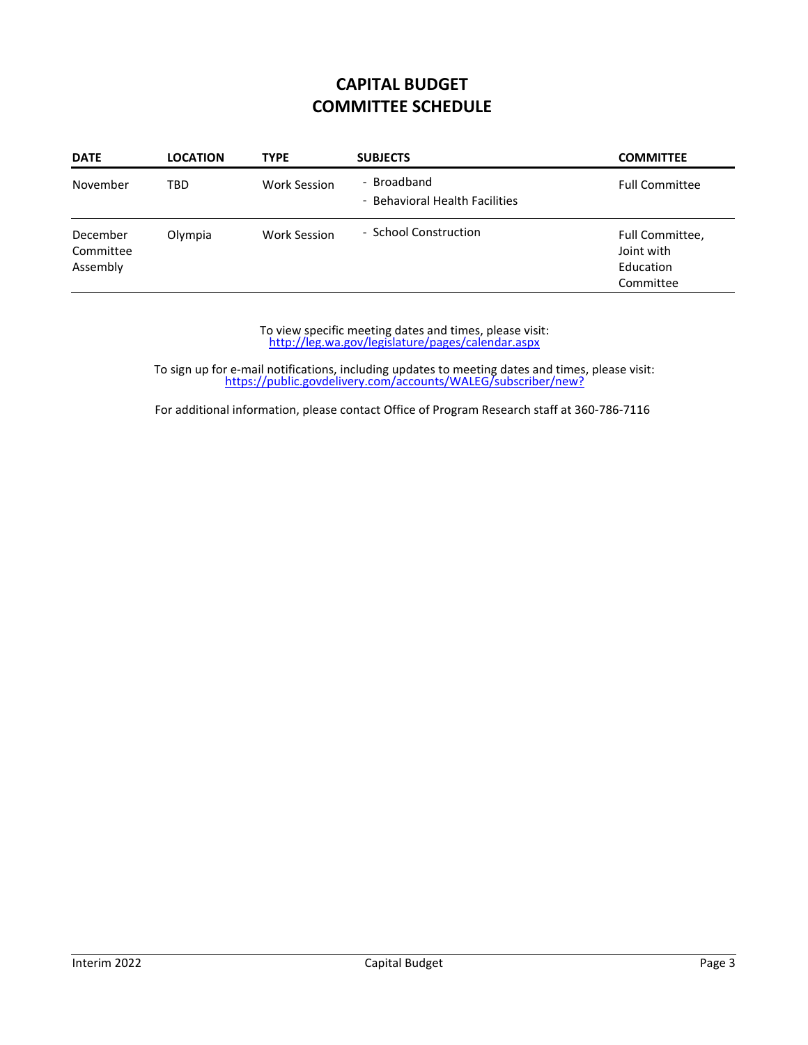# CAPITAL BUDGET
# COMMITTEE SCHEDULE

| DATE | LOCATION | TYPE | SUBJECTS | COMMITTEE |
|---|---|---|---|---|
| November | TBD | Work Session | - Broadband<br>- Behavioral Health Facilities | Full Committee |
| December Committee Assembly | Olympia | Work Session | - School Construction | Full Committee, Joint with Education Committee |

To view specific meeting dates and times, please visit:
http://leg.wa.gov/legislature/pages/calendar.aspx

To sign up for e-mail notifications, including updates to meeting dates and times, please visit:
https://public.govdelivery.com/accounts/WALEG/subscriber/new?

For additional information, please contact Office of Program Research staff at 360-786-7116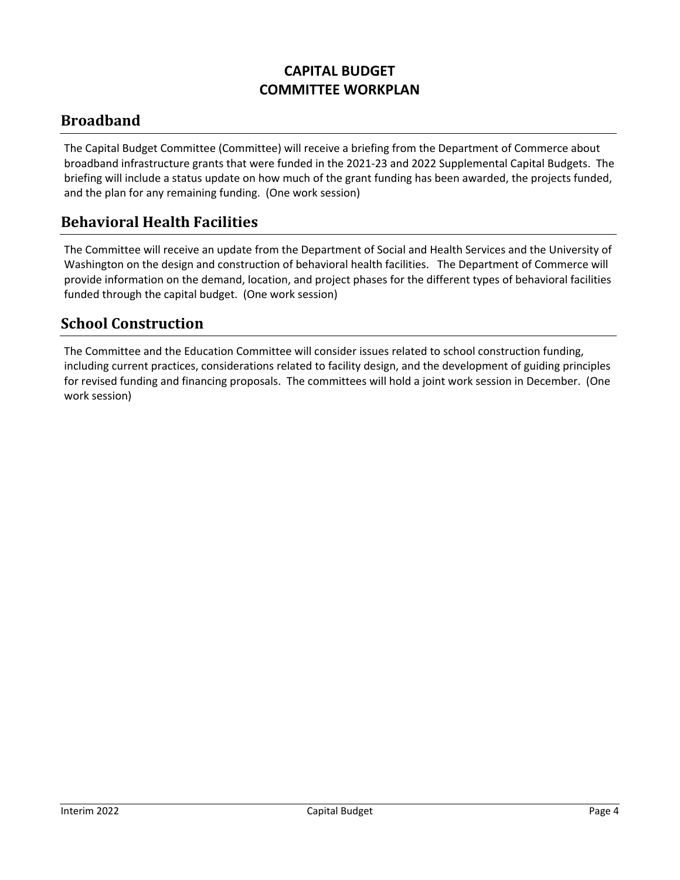# CAPITAL BUDGET
# COMMITTEE WORKPLAN

## Broadband

The Capital Budget Committee (Committee) will receive a briefing from the Department of Commerce about broadband infrastructure grants that were funded in the 2021-23 and 2022 Supplemental Capital Budgets. The briefing will include a status update on how much of the grant funding has been awarded, the projects funded, and the plan for any remaining funding. (One work session)

## Behavioral Health Facilities

The Committee will receive an update from the Department of Social and Health Services and the University of Washington on the design and construction of behavioral health facilities. The Department of Commerce will provide information on the demand, location, and project phases for the different types of behavioral facilities funded through the capital budget. (One work session)

## School Construction

The Committee and the Education Committee will consider issues related to school construction funding, including current practices, considerations related to facility design, and the development of guiding principles for revised funding and financing proposals. The committees will hold a joint work session in December. (One work session)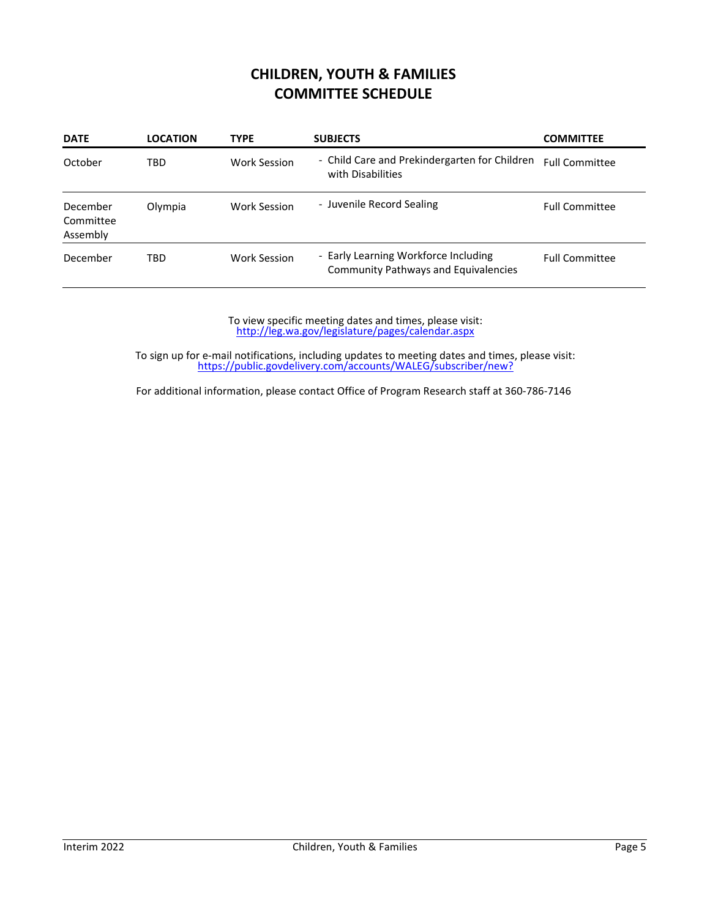# CHILDREN, YOUTH & FAMILIES
# COMMITTEE SCHEDULE

| DATE | LOCATION | TYPE | SUBJECTS | COMMITTEE |
| --- | --- | --- | --- | --- |
| October | TBD | Work Session | - Child Care and Prekindergarten for Children with Disabilities | Full Committee |
| December Committee Assembly | Olympia | Work Session | - Juvenile Record Sealing | Full Committee |
| December | TBD | Work Session | - Early Learning Workforce Including Community Pathways and Equivalencies | Full Committee |

To view specific meeting dates and times, please visit:
http://leg.wa.gov/legislature/pages/calendar.aspx

To sign up for e-mail notifications, including updates to meeting dates and times, please visit:
https://public.govdelivery.com/accounts/WALEG/subscriber/new?

For additional information, please contact Office of Program Research staff at 360-786-7146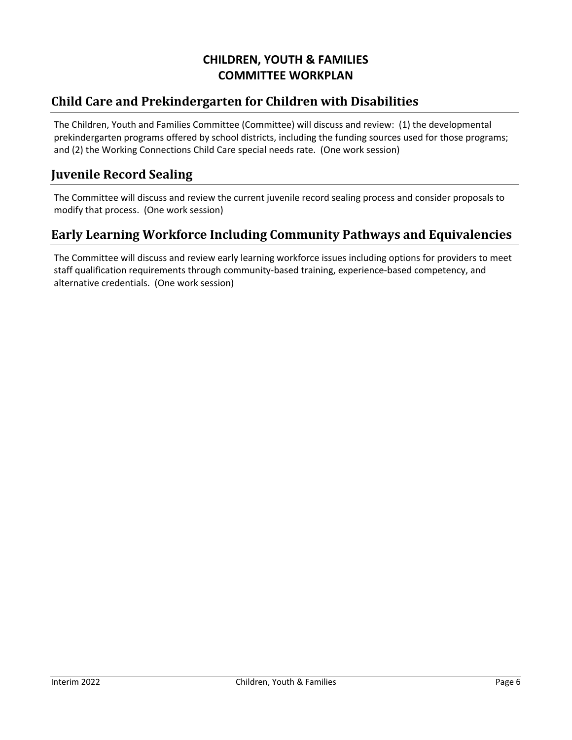# CHILDREN, YOUTH & FAMILIES COMMITTEE WORKPLAN

## Child Care and Prekindergarten for Children with Disabilities

The Children, Youth and Families Committee (Committee) will discuss and review: (1) the developmental prekindergarten programs offered by school districts, including the funding sources used for those programs; and (2) the Working Connections Child Care special needs rate. (One work session)

## Juvenile Record Sealing

The Committee will discuss and review the current juvenile record sealing process and consider proposals to modify that process. (One work session)

## Early Learning Workforce Including Community Pathways and Equivalencies

The Committee will discuss and review early learning workforce issues including options for providers to meet staff qualification requirements through community-based training, experience-based competency, and alternative credentials. (One work session)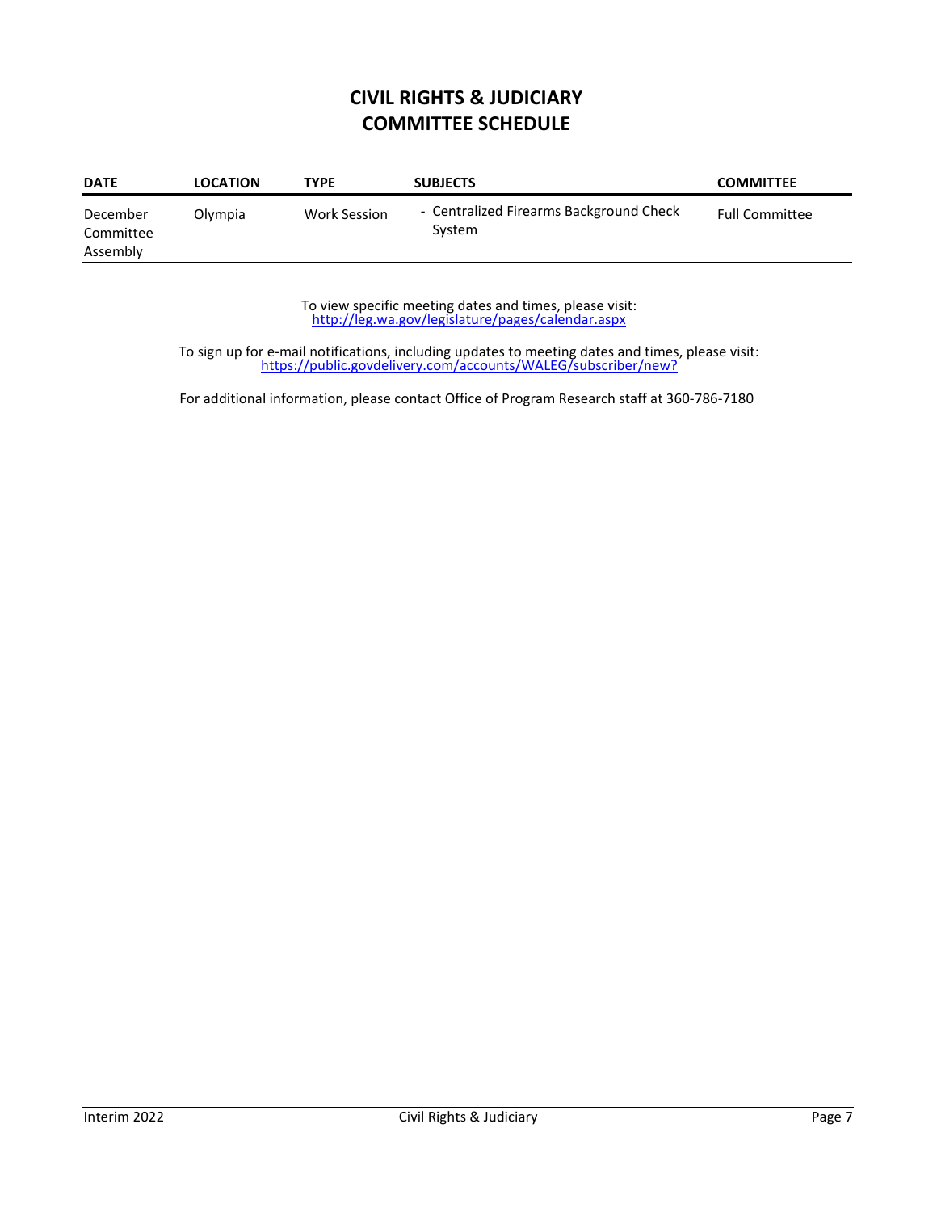# CIVIL RIGHTS & JUDICIARY COMMITTEE SCHEDULE

| DATE | LOCATION | TYPE | SUBJECTS | COMMITTEE |
|---|---|---|---|---|
| December Committee Assembly | Olympia | Work Session | - Centralized Firearms Background Check System | Full Committee |

To view specific meeting dates and times, please visit:
http://leg.wa.gov/legislature/pages/calendar.aspx

To sign up for e-mail notifications, including updates to meeting dates and times, please visit:
https://public.govdelivery.com/accounts/WALEG/subscriber/new?

For additional information, please contact Office of Program Research staff at 360-786-7180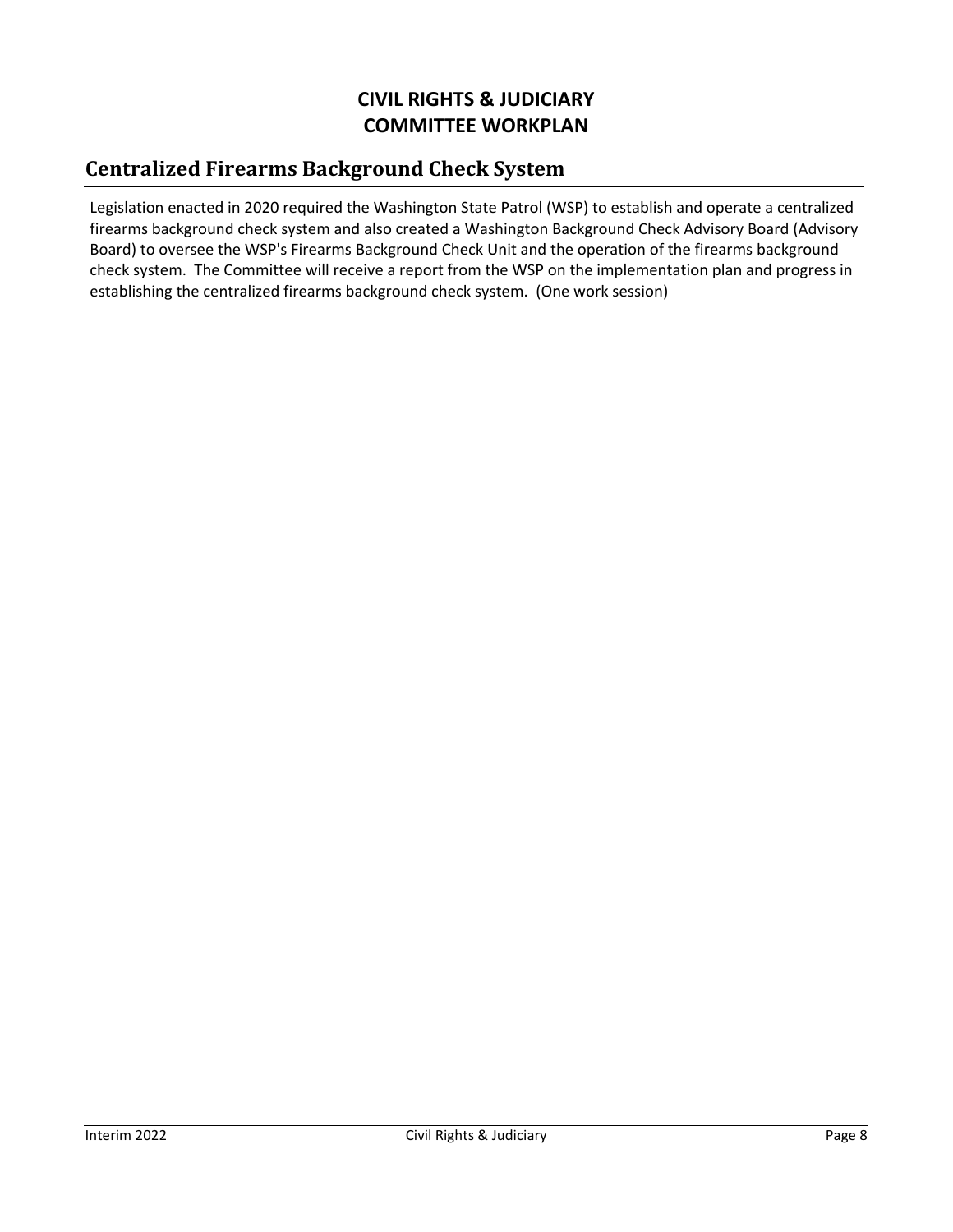# CIVIL RIGHTS & JUDICIARY
# COMMITTEE WORKPLAN

## Centralized Firearms Background Check System

Legislation enacted in 2020 required the Washington State Patrol (WSP) to establish and operate a centralized firearms background check system and also created a Washington Background Check Advisory Board (Advisory Board) to oversee the WSP's Firearms Background Check Unit and the operation of the firearms background check system. The Committee will receive a report from the WSP on the implementation plan and progress in establishing the centralized firearms background check system. (One work session)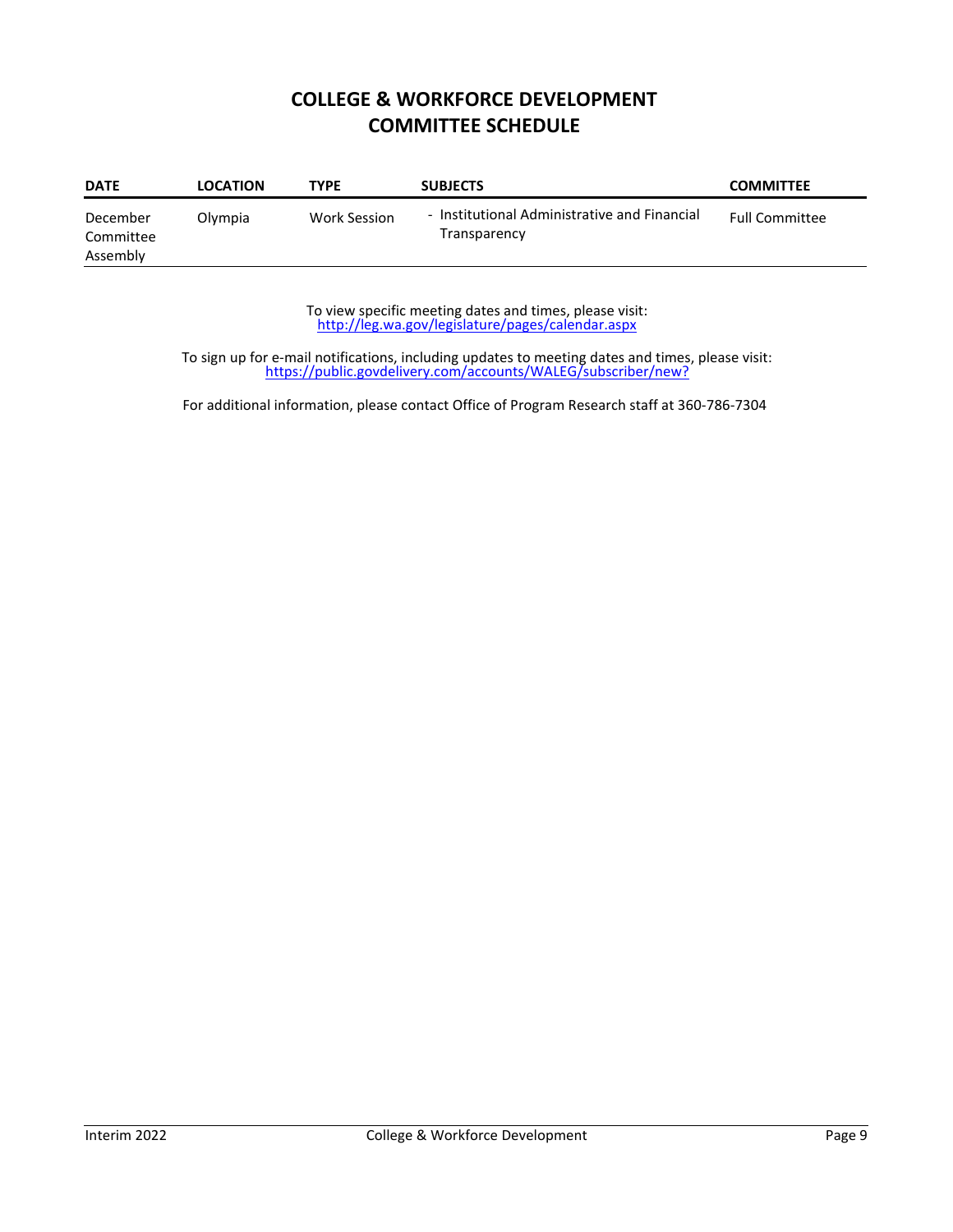# COLLEGE & WORKFORCE DEVELOPMENT COMMITTEE SCHEDULE

| DATE | LOCATION | TYPE | SUBJECTS | COMMITTEE |
|---|---|---|---|---|
| December Committee Assembly | Olympia | Work Session | - Institutional Administrative and Financial Transparency | Full Committee |

To view specific meeting dates and times, please visit:
http://leg.wa.gov/legislature/pages/calendar.aspx

To sign up for e-mail notifications, including updates to meeting dates and times, please visit:
https://public.govdelivery.com/accounts/WALEG/subscriber/new?

For additional information, please contact Office of Program Research staff at 360-786-7304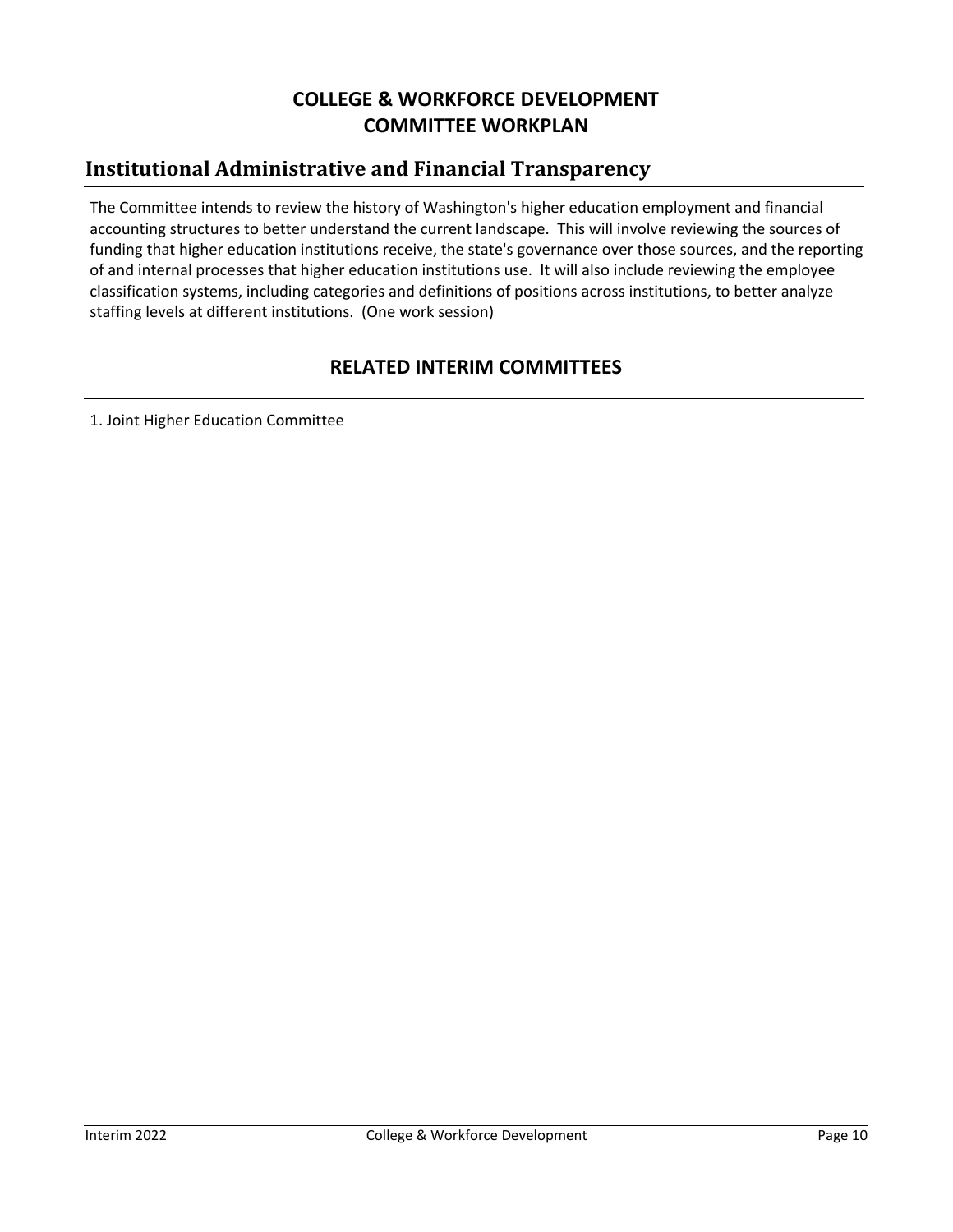# COLLEGE & WORKFORCE DEVELOPMENT COMMITTEE WORKPLAN

## Institutional Administrative and Financial Transparency

The Committee intends to review the history of Washington's higher education employment and financial accounting structures to better understand the current landscape. This will involve reviewing the sources of funding that higher education institutions receive, the state's governance over those sources, and the reporting of and internal processes that higher education institutions use. It will also include reviewing the employee classification systems, including categories and definitions of positions across institutions, to better analyze staffing levels at different institutions. (One work session)

## RELATED INTERIM COMMITTEES

1. Joint Higher Education Committee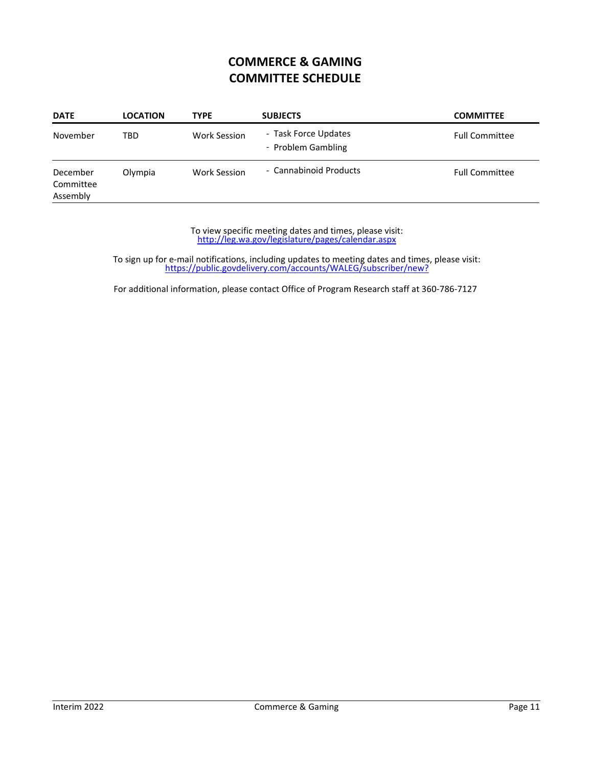# COMMERCE & GAMING COMMITTEE SCHEDULE

| DATE | LOCATION | TYPE | SUBJECTS | COMMITTEE |
| --- | --- | --- | --- | --- |
| November | TBD | Work Session | - Task Force Updates<br>- Problem Gambling | Full Committee |
| December Committee Assembly | Olympia | Work Session | - Cannabinoid Products | Full Committee |

To view specific meeting dates and times, please visit:
http://leg.wa.gov/legislature/pages/calendar.aspx

To sign up for e-mail notifications, including updates to meeting dates and times, please visit:
https://public.govdelivery.com/accounts/WALEG/subscriber/new?

For additional information, please contact Office of Program Research staff at 360-786-7127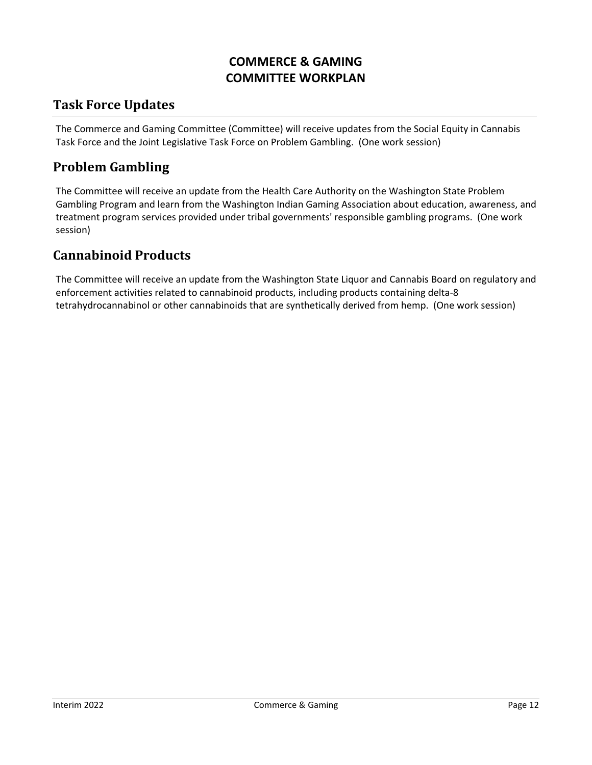# COMMERCE & GAMING COMMITTEE WORKPLAN

## Task Force Updates

The Commerce and Gaming Committee (Committee) will receive updates from the Social Equity in Cannabis Task Force and the Joint Legislative Task Force on Problem Gambling. (One work session)

## Problem Gambling

The Committee will receive an update from the Health Care Authority on the Washington State Problem Gambling Program and learn from the Washington Indian Gaming Association about education, awareness, and treatment program services provided under tribal governments' responsible gambling programs. (One work session)

## Cannabinoid Products

The Committee will receive an update from the Washington State Liquor and Cannabis Board on regulatory and enforcement activities related to cannabinoid products, including products containing delta-8 tetrahydrocannabinol or other cannabinoids that are synthetically derived from hemp. (One work session)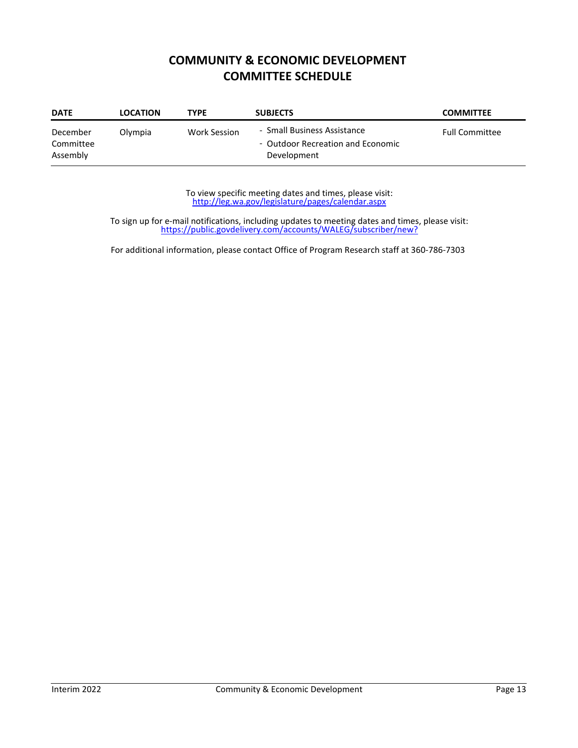# COMMUNITY & ECONOMIC DEVELOPMENT COMMITTEE SCHEDULE

| DATE | LOCATION | TYPE | SUBJECTS | COMMITTEE |
|---|---|---|---|---|
| December Committee Assembly | Olympia | Work Session | - Small Business Assistance<br>- Outdoor Recreation and Economic Development | Full Committee |

To view specific meeting dates and times, please visit:
http://leg.wa.gov/legislature/pages/calendar.aspx

To sign up for e-mail notifications, including updates to meeting dates and times, please visit:
https://public.govdelivery.com/accounts/WALEG/subscriber/new?

For additional information, please contact Office of Program Research staff at 360-786-7303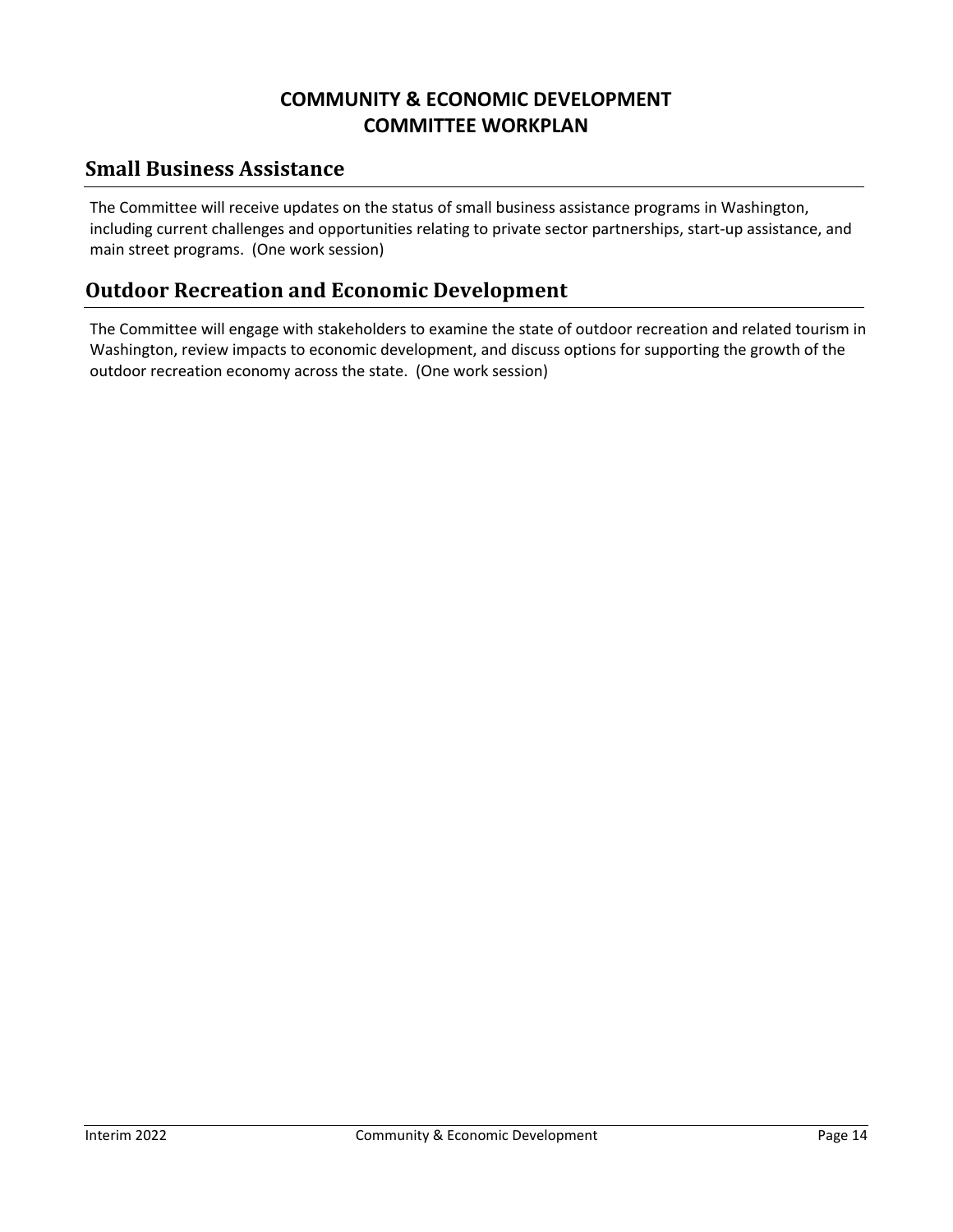# COMMUNITY & ECONOMIC DEVELOPMENT COMMITTEE WORKPLAN

## Small Business Assistance

The Committee will receive updates on the status of small business assistance programs in Washington, including current challenges and opportunities relating to private sector partnerships, start-up assistance, and main street programs. (One work session)

## Outdoor Recreation and Economic Development

The Committee will engage with stakeholders to examine the state of outdoor recreation and related tourism in Washington, review impacts to economic development, and discuss options for supporting the growth of the outdoor recreation economy across the state. (One work session)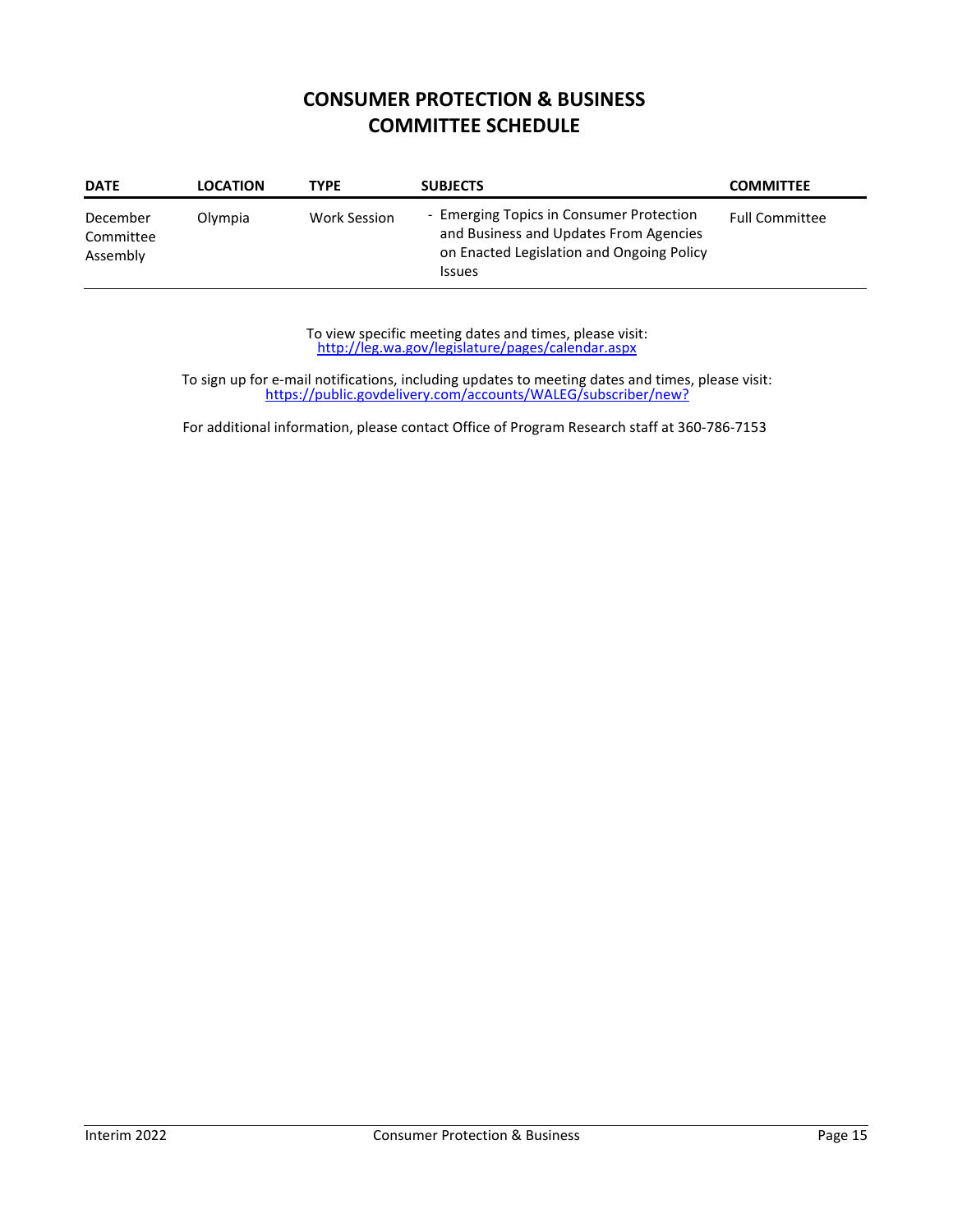# CONSUMER PROTECTION & BUSINESS COMMITTEE SCHEDULE

| DATE | LOCATION | TYPE | SUBJECTS | COMMITTEE |
|---|---|---|---|---|
| December Committee Assembly | Olympia | Work Session | - Emerging Topics in Consumer Protection and Business and Updates From Agencies on Enacted Legislation and Ongoing Policy Issues | Full Committee |

To view specific meeting dates and times, please visit:
http://leg.wa.gov/legislature/pages/calendar.aspx

To sign up for e-mail notifications, including updates to meeting dates and times, please visit:
https://public.govdelivery.com/accounts/WALEG/subscriber/new?

For additional information, please contact Office of Program Research staff at 360-786-7153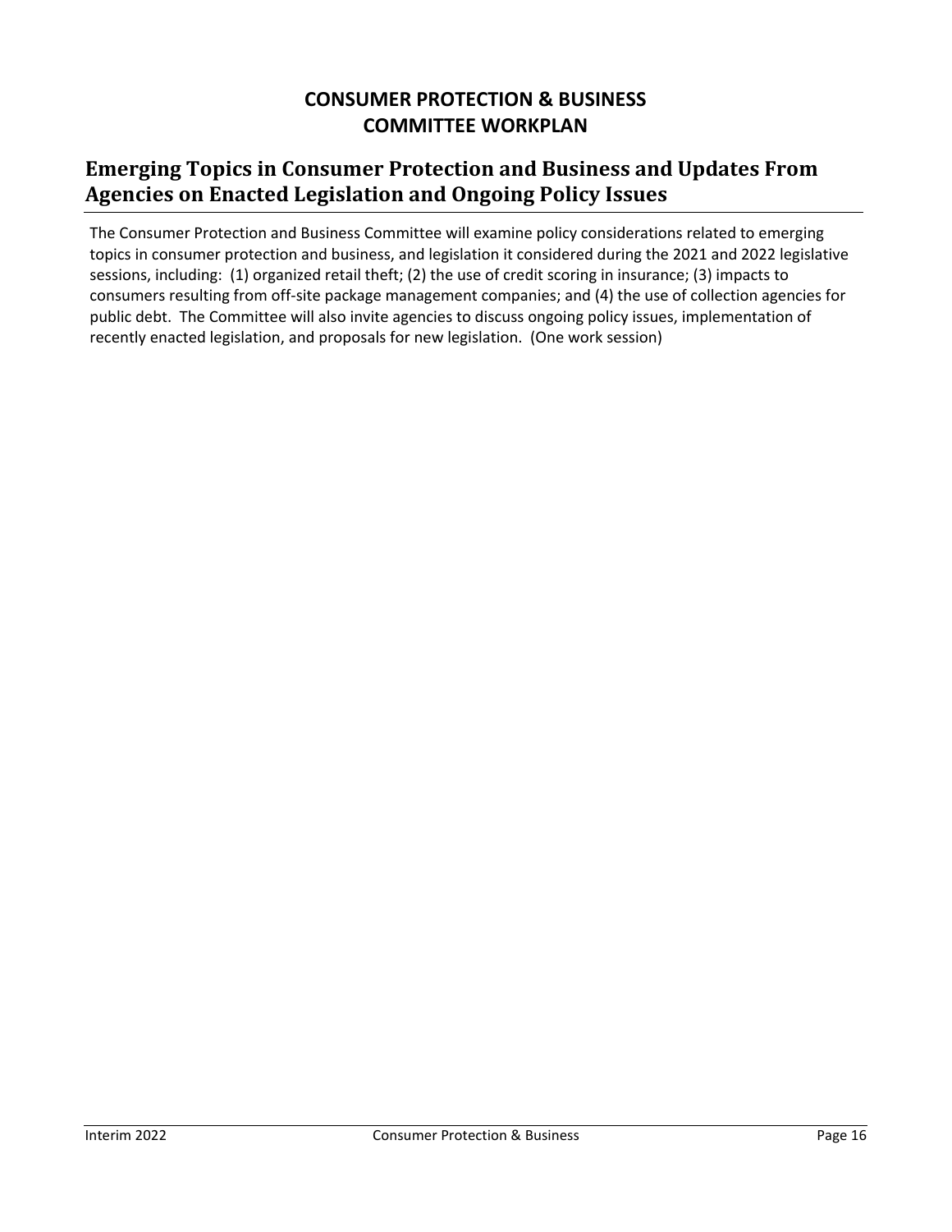# CONSUMER PROTECTION & BUSINESS COMMITTEE WORKPLAN

## Emerging Topics in Consumer Protection and Business and Updates From Agencies on Enacted Legislation and Ongoing Policy Issues

The Consumer Protection and Business Committee will examine policy considerations related to emerging topics in consumer protection and business, and legislation it considered during the 2021 and 2022 legislative sessions, including: (1) organized retail theft; (2) the use of credit scoring in insurance; (3) impacts to consumers resulting from off-site package management companies; and (4) the use of collection agencies for public debt. The Committee will also invite agencies to discuss ongoing policy issues, implementation of recently enacted legislation, and proposals for new legislation. (One work session)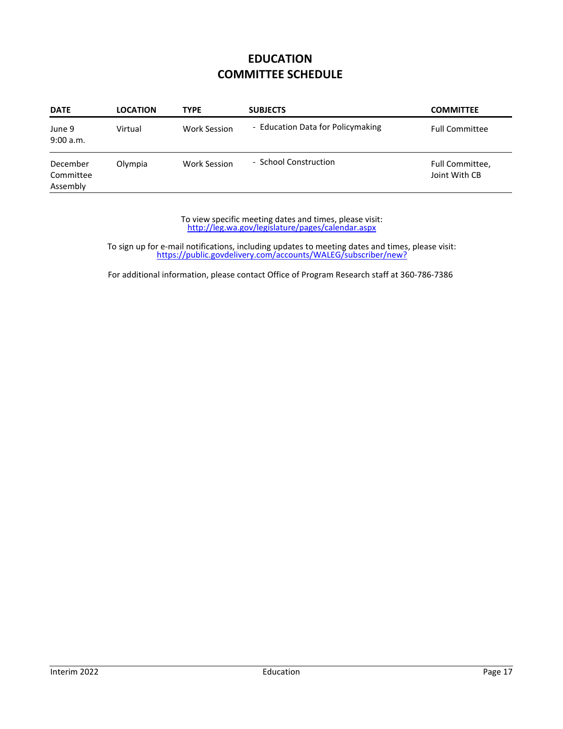# EDUCATION
# COMMITTEE SCHEDULE

| DATE | LOCATION | TYPE | SUBJECTS | COMMITTEE |
| --- | --- | --- | --- | --- |
| June 9 9:00 a.m. | Virtual | Work Session | - Education Data for Policymaking | Full Committee |
| December Committee Assembly | Olympia | Work Session | - School Construction | Full Committee, Joint With CB |

To view specific meeting dates and times, please visit:
http://leg.wa.gov/legislature/pages/calendar.aspx

To sign up for e-mail notifications, including updates to meeting dates and times, please visit:
https://public.govdelivery.com/accounts/WALEG/subscriber/new?

For additional information, please contact Office of Program Research staff at 360-786-7386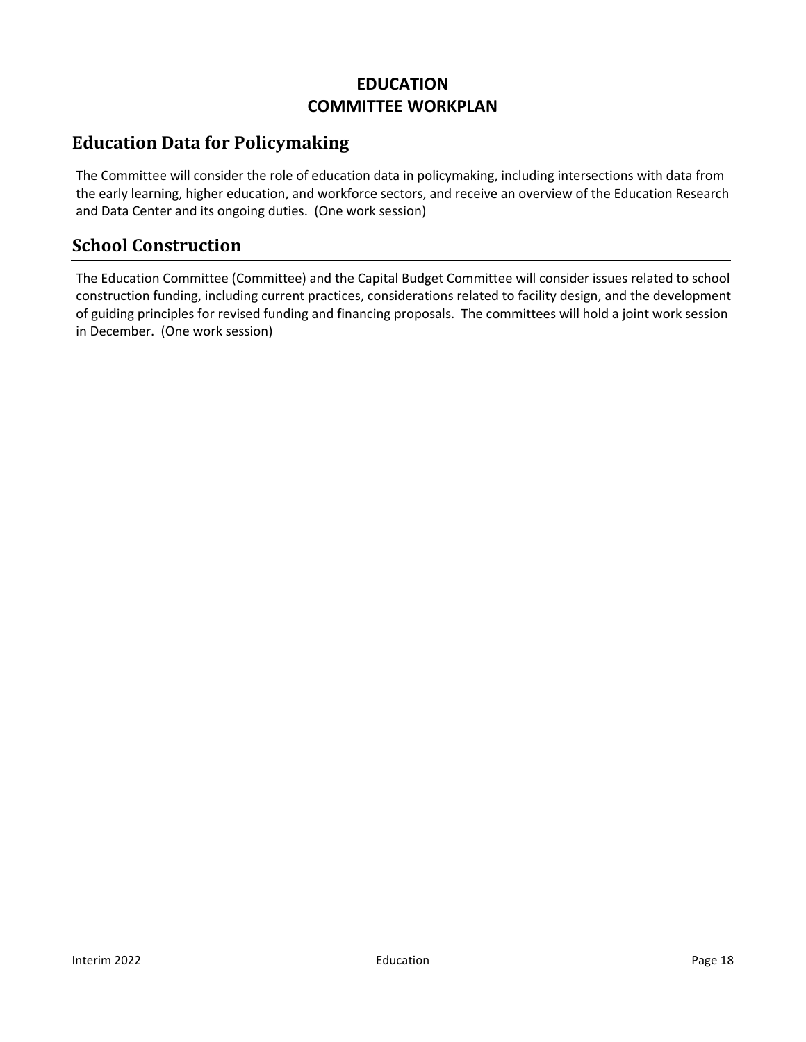# EDUCATION
# COMMITTEE WORKPLAN

## Education Data for Policymaking

The Committee will consider the role of education data in policymaking, including intersections with data from the early learning, higher education, and workforce sectors, and receive an overview of the Education Research and Data Center and its ongoing duties. (One work session)

## School Construction

The Education Committee (Committee) and the Capital Budget Committee will consider issues related to school construction funding, including current practices, considerations related to facility design, and the development of guiding principles for revised funding and financing proposals. The committees will hold a joint work session in December. (One work session)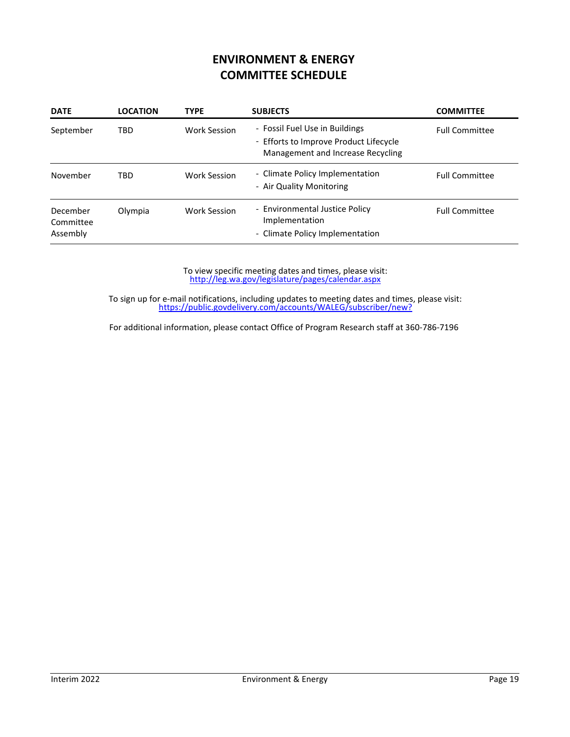# ENVIRONMENT & ENERGY COMMITTEE SCHEDULE

| DATE | LOCATION | TYPE | SUBJECTS | COMMITTEE |
|---|---|---|---|---|
| September | TBD | Work Session | - Fossil Fuel Use in Buildings<br>- Efforts to Improve Product Lifecycle Management and Increase Recycling | Full Committee |
| November | TBD | Work Session | - Climate Policy Implementation<br>- Air Quality Monitoring | Full Committee |
| December Committee Assembly | Olympia | Work Session | - Environmental Justice Policy Implementation<br>- Climate Policy Implementation | Full Committee |

To view specific meeting dates and times, please visit:
http://leg.wa.gov/legislature/pages/calendar.aspx

To sign up for e-mail notifications, including updates to meeting dates and times, please visit:
https://public.govdelivery.com/accounts/WALEG/subscriber/new?

For additional information, please contact Office of Program Research staff at 360-786-7196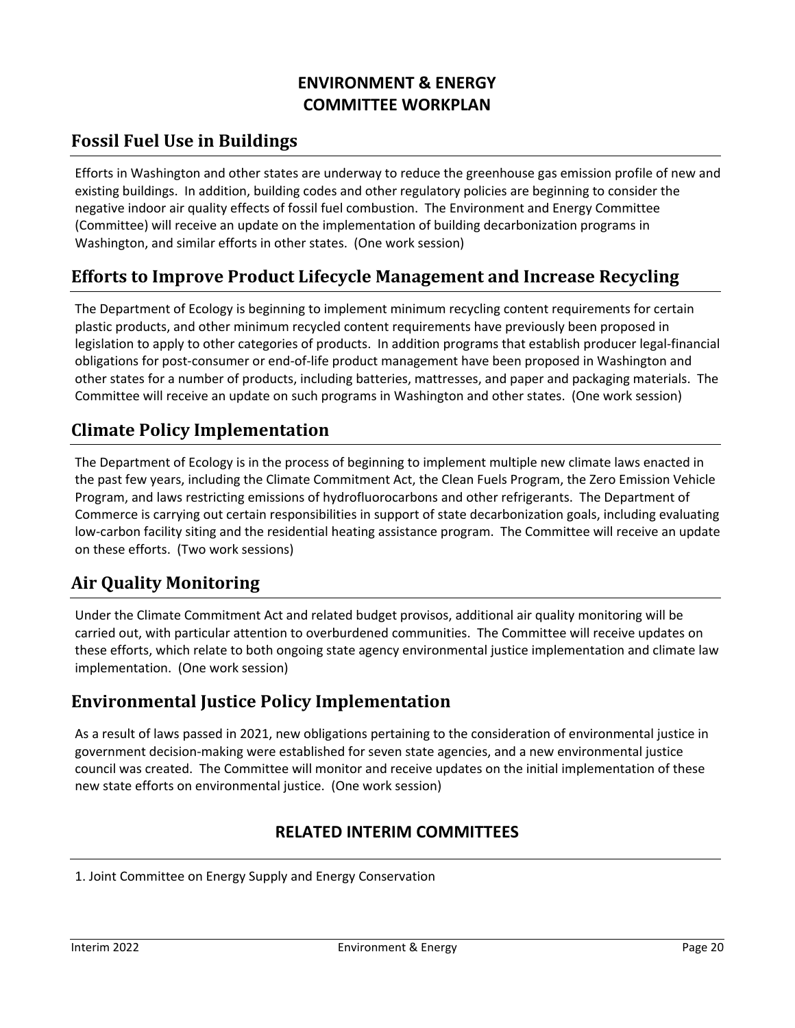# ENVIRONMENT & ENERGY COMMITTEE WORKPLAN

## Fossil Fuel Use in Buildings

Efforts in Washington and other states are underway to reduce the greenhouse gas emission profile of new and existing buildings. In addition, building codes and other regulatory policies are beginning to consider the negative indoor air quality effects of fossil fuel combustion. The Environment and Energy Committee (Committee) will receive an update on the implementation of building decarbonization programs in Washington, and similar efforts in other states. (One work session)

## Efforts to Improve Product Lifecycle Management and Increase Recycling

The Department of Ecology is beginning to implement minimum recycling content requirements for certain plastic products, and other minimum recycled content requirements have previously been proposed in legislation to apply to other categories of products. In addition programs that establish producer legal-financial obligations for post-consumer or end-of-life product management have been proposed in Washington and other states for a number of products, including batteries, mattresses, and paper and packaging materials. The Committee will receive an update on such programs in Washington and other states. (One work session)

## Climate Policy Implementation

The Department of Ecology is in the process of beginning to implement multiple new climate laws enacted in the past few years, including the Climate Commitment Act, the Clean Fuels Program, the Zero Emission Vehicle Program, and laws restricting emissions of hydrofluorocarbons and other refrigerants. The Department of Commerce is carrying out certain responsibilities in support of state decarbonization goals, including evaluating low-carbon facility siting and the residential heating assistance program. The Committee will receive an update on these efforts. (Two work sessions)

## Air Quality Monitoring

Under the Climate Commitment Act and related budget provisos, additional air quality monitoring will be carried out, with particular attention to overburdened communities. The Committee will receive updates on these efforts, which relate to both ongoing state agency environmental justice implementation and climate law implementation. (One work session)

## Environmental Justice Policy Implementation

As a result of laws passed in 2021, new obligations pertaining to the consideration of environmental justice in government decision-making were established for seven state agencies, and a new environmental justice council was created. The Committee will monitor and receive updates on the initial implementation of these new state efforts on environmental justice. (One work session)

## RELATED INTERIM COMMITTEES

1. Joint Committee on Energy Supply and Energy Conservation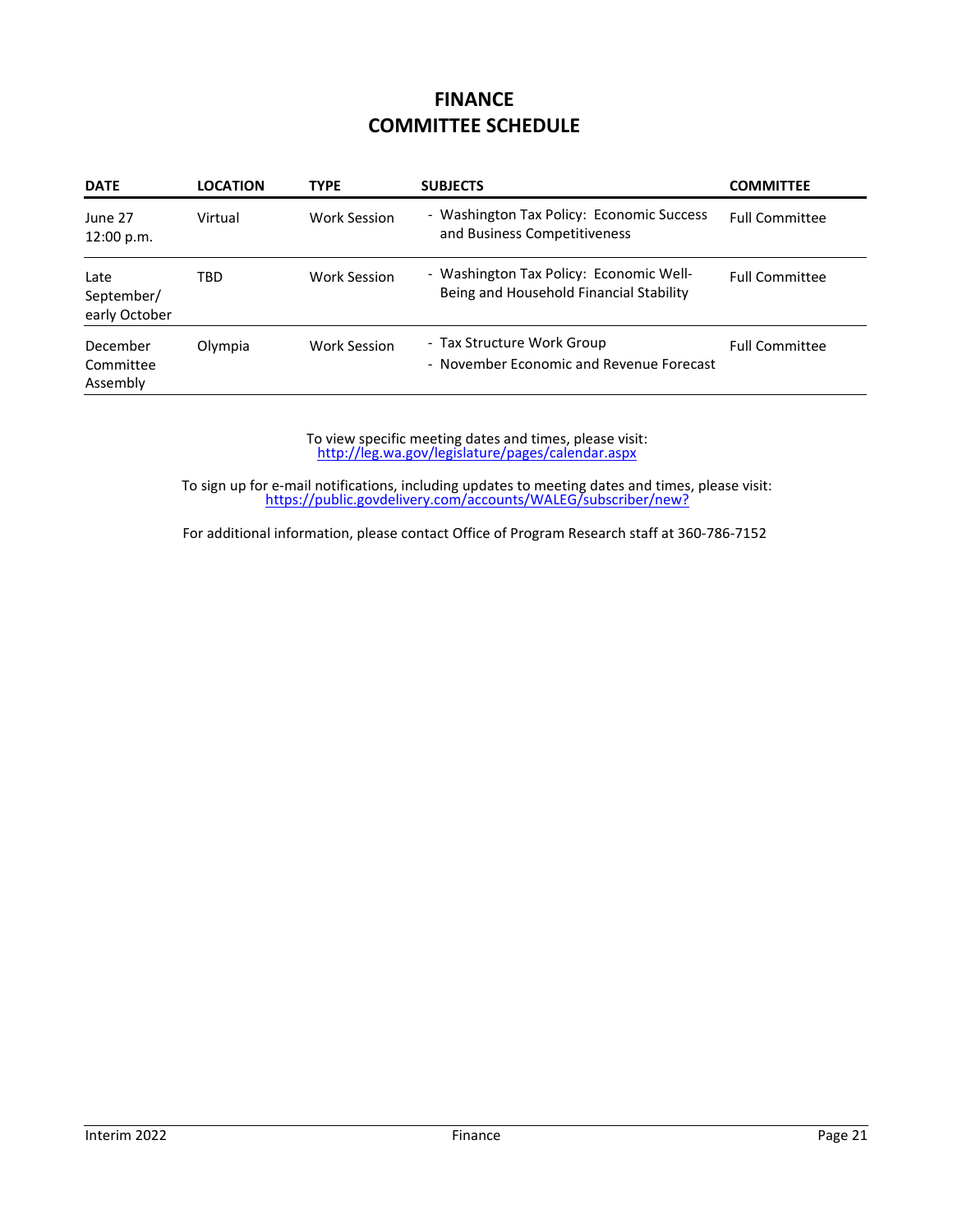# FINANCE
# COMMITTEE SCHEDULE

| DATE | LOCATION | TYPE | SUBJECTS | COMMITTEE |
|---|---|---|---|---|
| June 27 12:00 p.m. | Virtual | Work Session | - Washington Tax Policy: Economic Success and Business Competitiveness | Full Committee |
| Late September/ early October | TBD | Work Session | - Washington Tax Policy: Economic Well-Being and Household Financial Stability | Full Committee |
| December Committee Assembly | Olympia | Work Session | - Tax Structure Work Group<br>- November Economic and Revenue Forecast | Full Committee |

To view specific meeting dates and times, please visit:
http://leg.wa.gov/legislature/pages/calendar.aspx

To sign up for e-mail notifications, including updates to meeting dates and times, please visit:
https://public.govdelivery.com/accounts/WALEG/subscriber/new?

For additional information, please contact Office of Program Research staff at 360-786-7152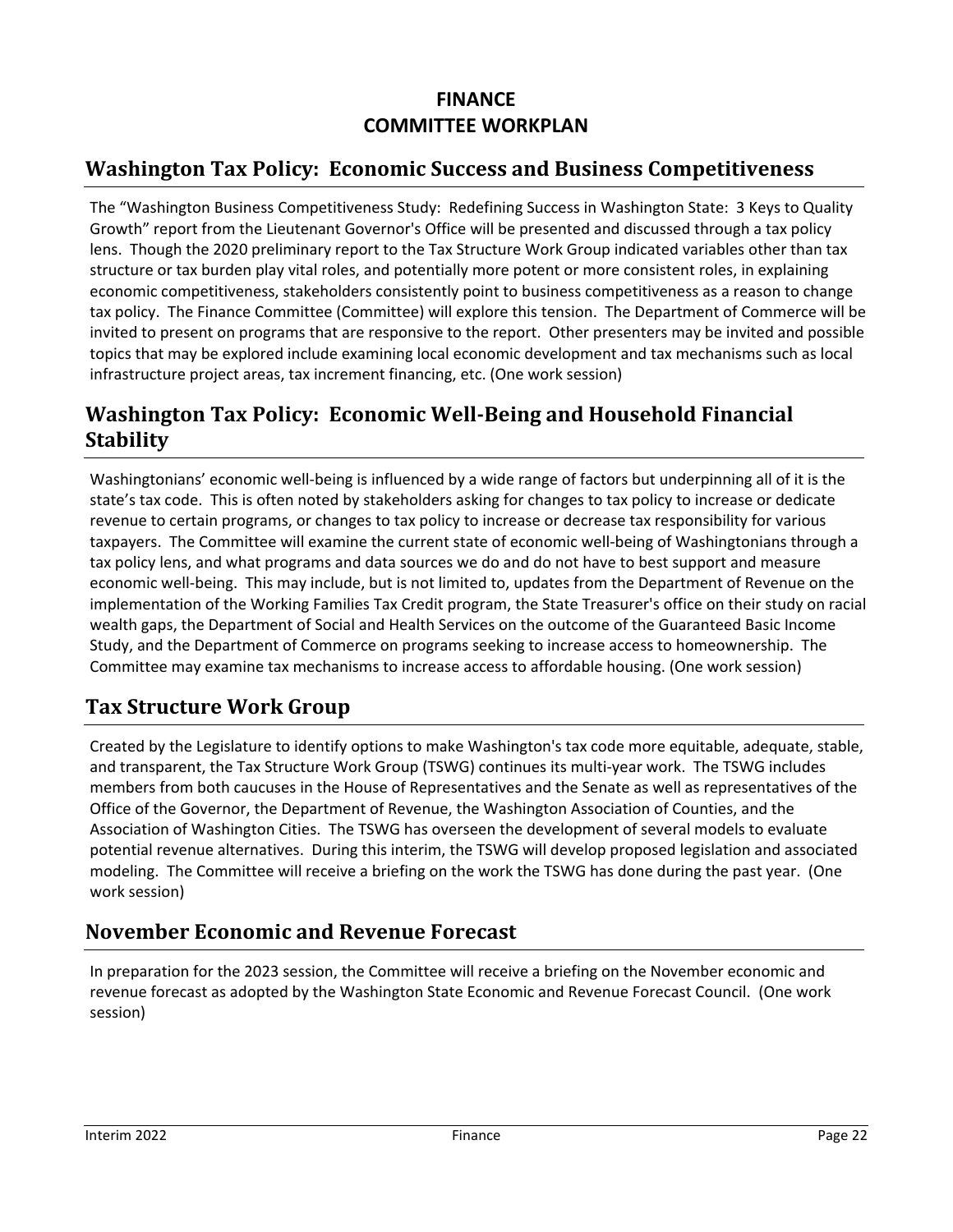# FINANCE
# COMMITTEE WORKPLAN

## Washington Tax Policy: Economic Success and Business Competitiveness

The "Washington Business Competitiveness Study: Redefining Success in Washington State: 3 Keys to Quality Growth" report from the Lieutenant Governor's Office will be presented and discussed through a tax policy lens. Though the 2020 preliminary report to the Tax Structure Work Group indicated variables other than tax structure or tax burden play vital roles, and potentially more potent or more consistent roles, in explaining economic competitiveness, stakeholders consistently point to business competitiveness as a reason to change tax policy. The Finance Committee (Committee) will explore this tension. The Department of Commerce will be invited to present on programs that are responsive to the report. Other presenters may be invited and possible topics that may be explored include examining local economic development and tax mechanisms such as local infrastructure project areas, tax increment financing, etc. (One work session)

## Washington Tax Policy: Economic Well-Being and Household Financial Stability

Washingtonians' economic well-being is influenced by a wide range of factors but underpinning all of it is the state's tax code. This is often noted by stakeholders asking for changes to tax policy to increase or dedicate revenue to certain programs, or changes to tax policy to increase or decrease tax responsibility for various taxpayers. The Committee will examine the current state of economic well-being of Washingtonians through a tax policy lens, and what programs and data sources we do and do not have to best support and measure economic well-being. This may include, but is not limited to, updates from the Department of Revenue on the implementation of the Working Families Tax Credit program, the State Treasurer's office on their study on racial wealth gaps, the Department of Social and Health Services on the outcome of the Guaranteed Basic Income Study, and the Department of Commerce on programs seeking to increase access to homeownership. The Committee may examine tax mechanisms to increase access to affordable housing. (One work session)

## Tax Structure Work Group

Created by the Legislature to identify options to make Washington's tax code more equitable, adequate, stable, and transparent, the Tax Structure Work Group (TSWG) continues its multi-year work. The TSWG includes members from both caucuses in the House of Representatives and the Senate as well as representatives of the Office of the Governor, the Department of Revenue, the Washington Association of Counties, and the Association of Washington Cities. The TSWG has overseen the development of several models to evaluate potential revenue alternatives. During this interim, the TSWG will develop proposed legislation and associated modeling. The Committee will receive a briefing on the work the TSWG has done during the past year. (One work session)

## November Economic and Revenue Forecast

In preparation for the 2023 session, the Committee will receive a briefing on the November economic and revenue forecast as adopted by the Washington State Economic and Revenue Forecast Council. (One work session)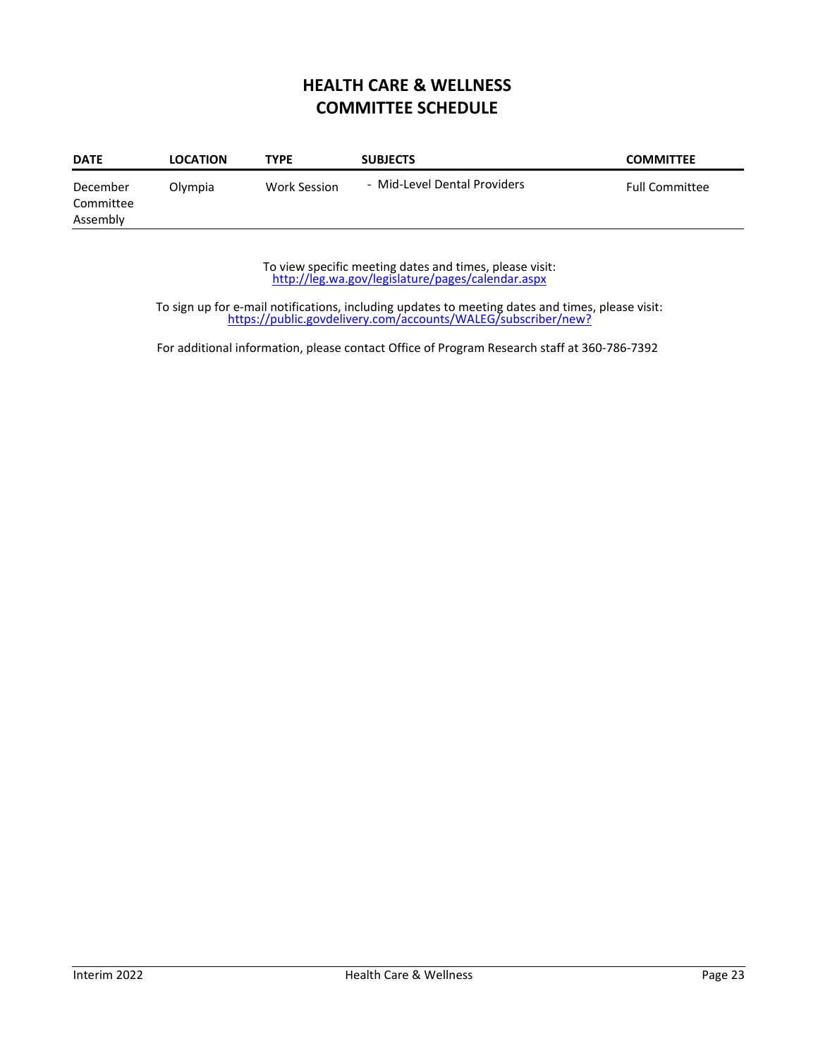# HEALTH CARE & WELLNESS COMMITTEE SCHEDULE

| DATE | LOCATION | TYPE | SUBJECTS | COMMITTEE |
|---|---|---|---|---|
| December Committee Assembly | Olympia | Work Session | - Mid-Level Dental Providers | Full Committee |

To view specific meeting dates and times, please visit:
http://leg.wa.gov/legislature/pages/calendar.aspx

To sign up for e-mail notifications, including updates to meeting dates and times, please visit:
https://public.govdelivery.com/accounts/WALEG/subscriber/new?

For additional information, please contact Office of Program Research staff at 360-786-7392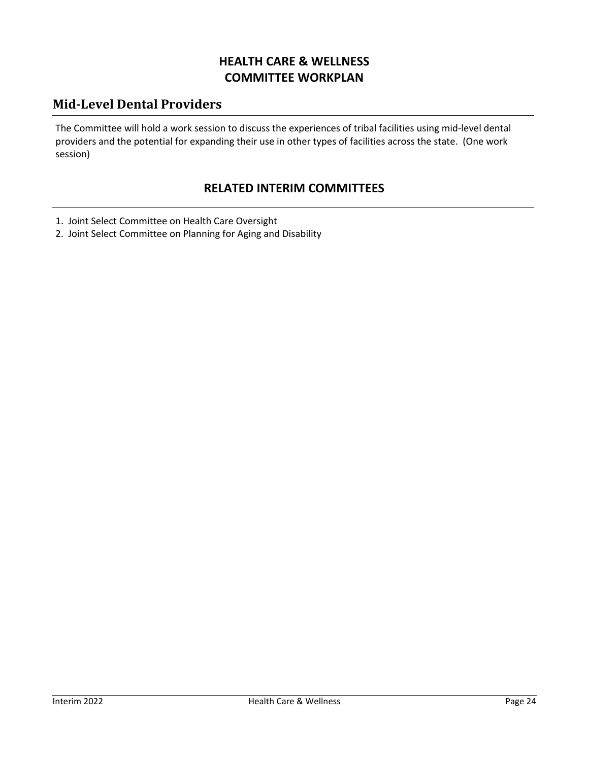# HEALTH CARE & WELLNESS COMMITTEE WORKPLAN

## Mid-Level Dental Providers

The Committee will hold a work session to discuss the experiences of tribal facilities using mid-level dental providers and the potential for expanding their use in other types of facilities across the state. (One work session)

## RELATED INTERIM COMMITTEES

1. Joint Select Committee on Health Care Oversight
2. Joint Select Committee on Planning for Aging and Disability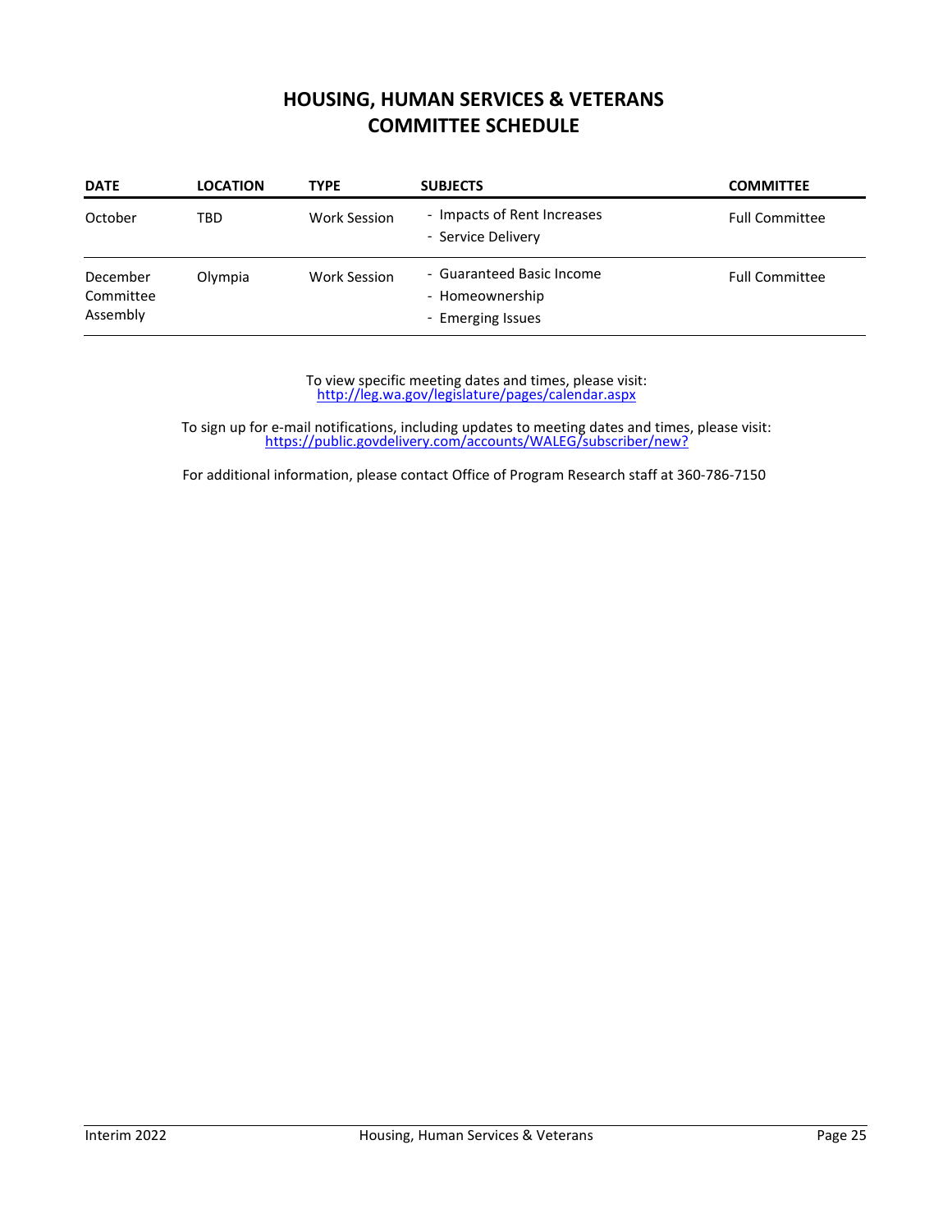# HOUSING, HUMAN SERVICES & VETERANS COMMITTEE SCHEDULE

| DATE | LOCATION | TYPE | SUBJECTS | COMMITTEE |
|---|---|---|---|---|
| October | TBD | Work Session | - Impacts of Rent Increases<br>- Service Delivery | Full Committee |
| December Committee Assembly | Olympia | Work Session | - Guaranteed Basic Income<br>- Homeownership<br>- Emerging Issues | Full Committee |

To view specific meeting dates and times, please visit:
http://leg.wa.gov/legislature/pages/calendar.aspx

To sign up for e-mail notifications, including updates to meeting dates and times, please visit:
https://public.govdelivery.com/accounts/WALEG/subscriber/new?

For additional information, please contact Office of Program Research staff at 360-786-7150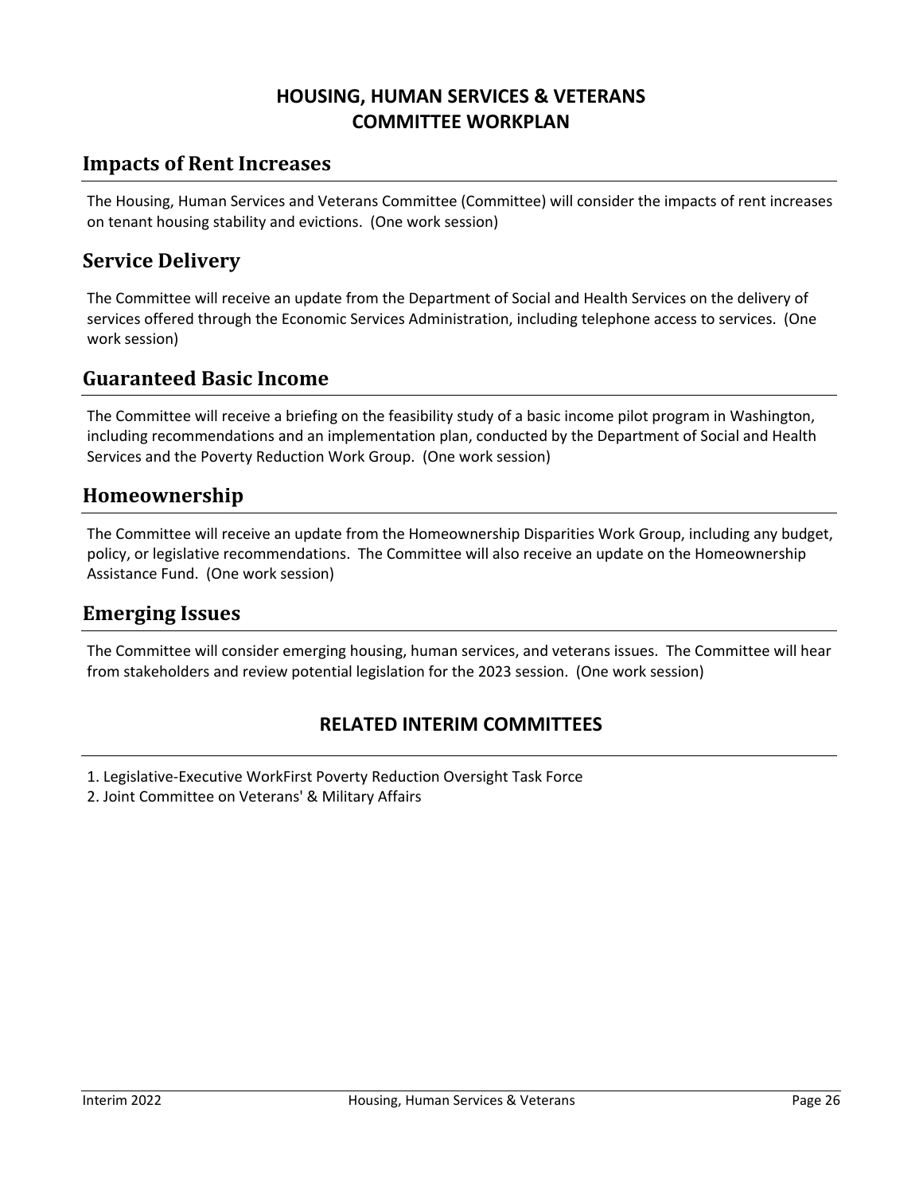# HOUSING, HUMAN SERVICES & VETERANS COMMITTEE WORKPLAN

## Impacts of Rent Increases

The Housing, Human Services and Veterans Committee (Committee) will consider the impacts of rent increases on tenant housing stability and evictions. (One work session)

## Service Delivery

The Committee will receive an update from the Department of Social and Health Services on the delivery of services offered through the Economic Services Administration, including telephone access to services. (One work session)

## Guaranteed Basic Income

The Committee will receive a briefing on the feasibility study of a basic income pilot program in Washington, including recommendations and an implementation plan, conducted by the Department of Social and Health Services and the Poverty Reduction Work Group. (One work session)

## Homeownership

The Committee will receive an update from the Homeownership Disparities Work Group, including any budget, policy, or legislative recommendations. The Committee will also receive an update on the Homeownership Assistance Fund. (One work session)

## Emerging Issues

The Committee will consider emerging housing, human services, and veterans issues. The Committee will hear from stakeholders and review potential legislation for the 2023 session. (One work session)

## RELATED INTERIM COMMITTEES

1. Legislative-Executive WorkFirst Poverty Reduction Oversight Task Force
2. Joint Committee on Veterans' & Military Affairs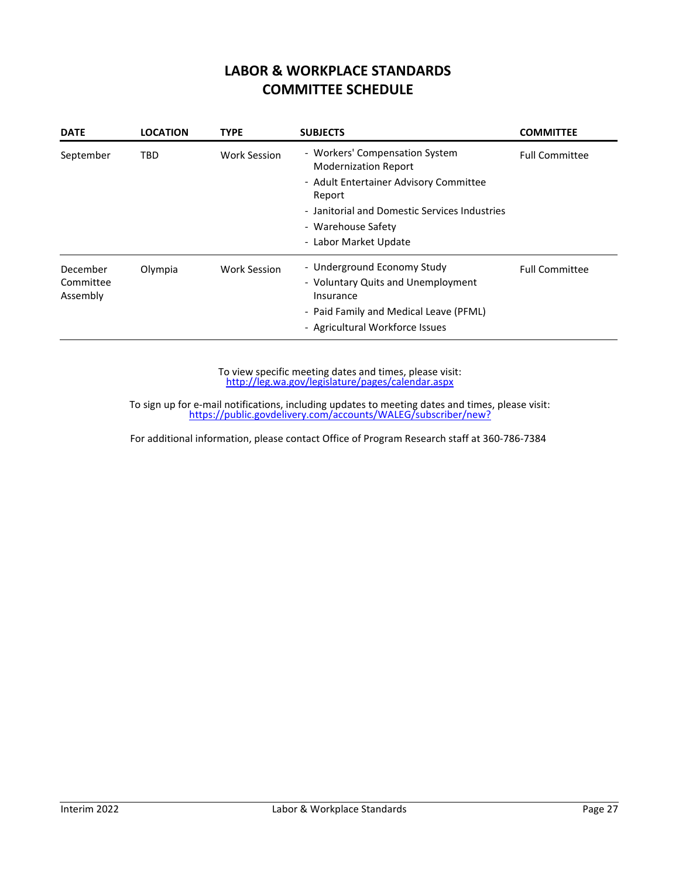# LABOR & WORKPLACE STANDARDS COMMITTEE SCHEDULE

| DATE | LOCATION | TYPE | SUBJECTS | COMMITTEE |
|---|---|---|---|---|
| September | TBD | Work Session | - Workers' Compensation System Modernization Report<br>- Adult Entertainer Advisory Committee Report<br>- Janitorial and Domestic Services Industries<br>- Warehouse Safety<br>- Labor Market Update | Full Committee |
| December Committee Assembly | Olympia | Work Session | - Underground Economy Study<br>- Voluntary Quits and Unemployment Insurance<br>- Paid Family and Medical Leave (PFML)<br>- Agricultural Workforce Issues | Full Committee |

To view specific meeting dates and times, please visit:
http://leg.wa.gov/legislature/pages/calendar.aspx

To sign up for e-mail notifications, including updates to meeting dates and times, please visit:
https://public.govdelivery.com/accounts/WALEG/subscriber/new?

For additional information, please contact Office of Program Research staff at 360-786-7384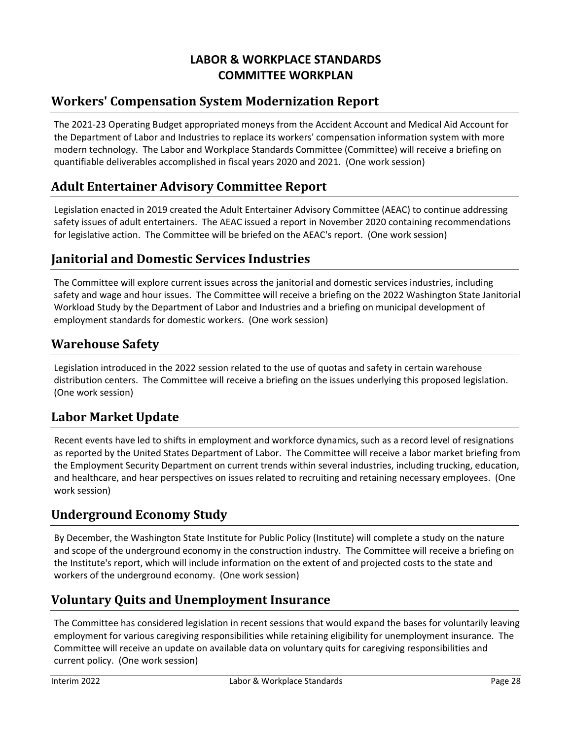# LABOR & WORKPLACE STANDARDS COMMITTEE WORKPLAN

## Workers' Compensation System Modernization Report

The 2021-23 Operating Budget appropriated moneys from the Accident Account and Medical Aid Account for the Department of Labor and Industries to replace its workers' compensation information system with more modern technology. The Labor and Workplace Standards Committee (Committee) will receive a briefing on quantifiable deliverables accomplished in fiscal years 2020 and 2021. (One work session)

## Adult Entertainer Advisory Committee Report

Legislation enacted in 2019 created the Adult Entertainer Advisory Committee (AEAC) to continue addressing safety issues of adult entertainers. The AEAC issued a report in November 2020 containing recommendations for legislative action. The Committee will be briefed on the AEAC's report. (One work session)

## Janitorial and Domestic Services Industries

The Committee will explore current issues across the janitorial and domestic services industries, including safety and wage and hour issues. The Committee will receive a briefing on the 2022 Washington State Janitorial Workload Study by the Department of Labor and Industries and a briefing on municipal development of employment standards for domestic workers. (One work session)

## Warehouse Safety

Legislation introduced in the 2022 session related to the use of quotas and safety in certain warehouse distribution centers. The Committee will receive a briefing on the issues underlying this proposed legislation. (One work session)

## Labor Market Update

Recent events have led to shifts in employment and workforce dynamics, such as a record level of resignations as reported by the United States Department of Labor. The Committee will receive a labor market briefing from the Employment Security Department on current trends within several industries, including trucking, education, and healthcare, and hear perspectives on issues related to recruiting and retaining necessary employees. (One work session)

## Underground Economy Study

By December, the Washington State Institute for Public Policy (Institute) will complete a study on the nature and scope of the underground economy in the construction industry. The Committee will receive a briefing on the Institute's report, which will include information on the extent of and projected costs to the state and workers of the underground economy. (One work session)

## Voluntary Quits and Unemployment Insurance

The Committee has considered legislation in recent sessions that would expand the bases for voluntarily leaving employment for various caregiving responsibilities while retaining eligibility for unemployment insurance. The Committee will receive an update on available data on voluntary quits for caregiving responsibilities and current policy. (One work session)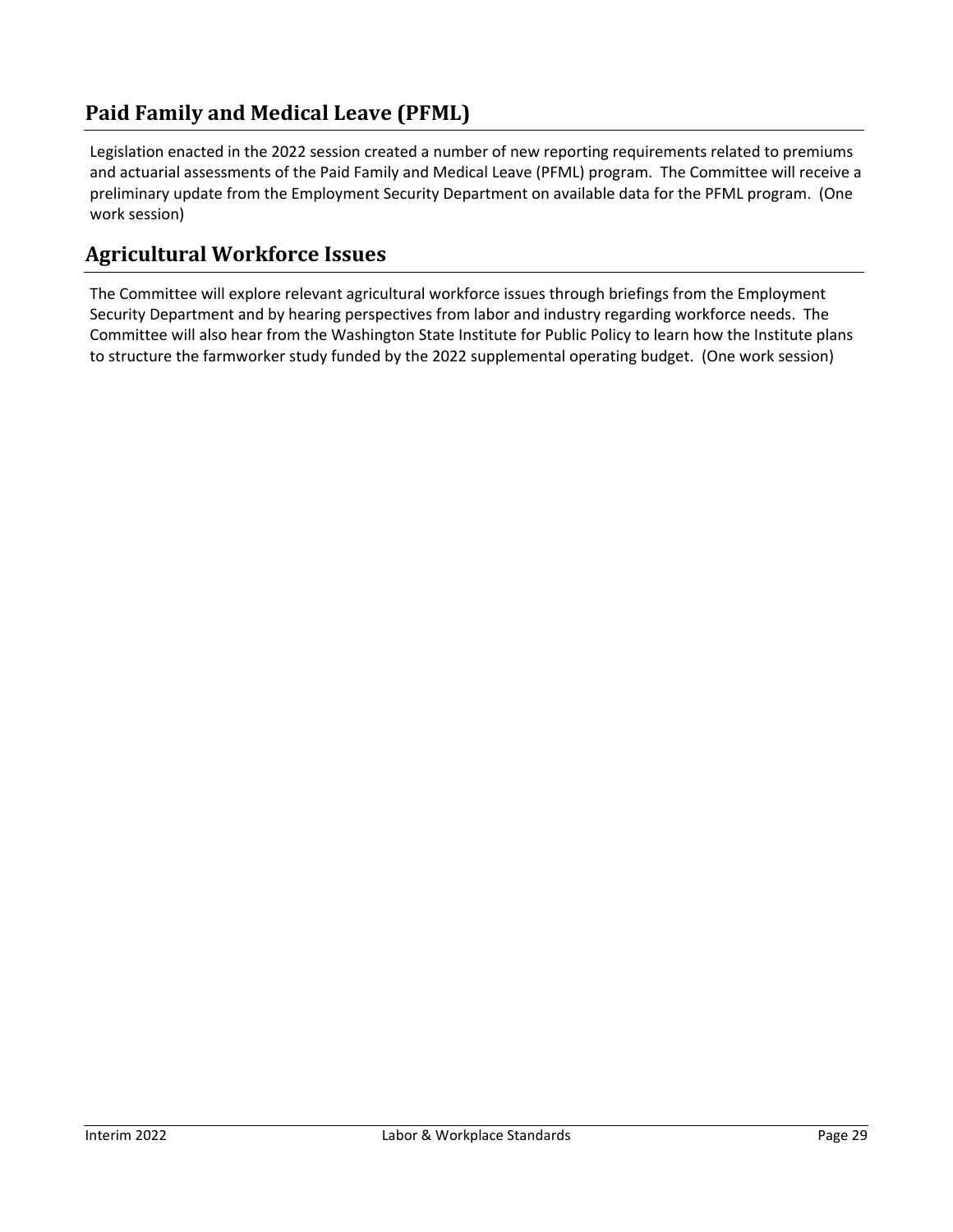## Paid Family and Medical Leave (PFML)

Legislation enacted in the 2022 session created a number of new reporting requirements related to premiums and actuarial assessments of the Paid Family and Medical Leave (PFML) program. The Committee will receive a preliminary update from the Employment Security Department on available data for the PFML program. (One work session)

## Agricultural Workforce Issues

The Committee will explore relevant agricultural workforce issues through briefings from the Employment Security Department and by hearing perspectives from labor and industry regarding workforce needs. The Committee will also hear from the Washington State Institute for Public Policy to learn how the Institute plans to structure the farmworker study funded by the 2022 supplemental operating budget. (One work session)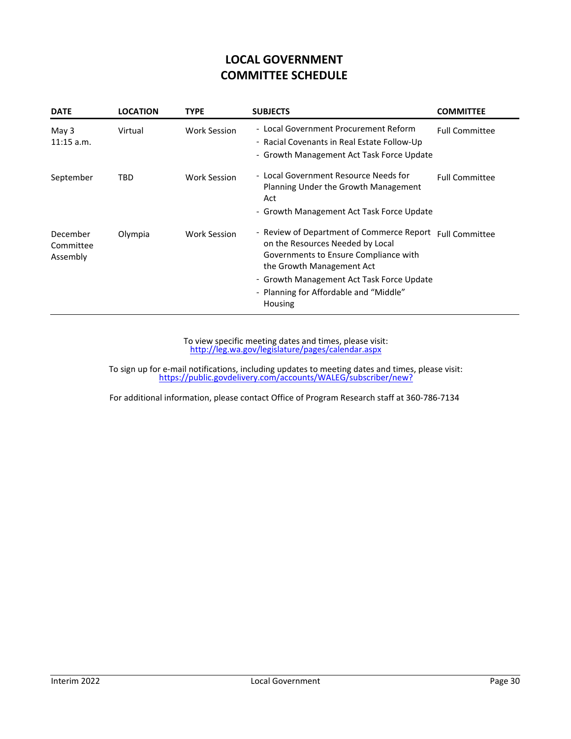# LOCAL GOVERNMENT
# COMMITTEE SCHEDULE

| DATE | LOCATION | TYPE | SUBJECTS | COMMITTEE |
|---|---|---|---|---|
| May 3<br>11:15 a.m. | Virtual | Work Session | - Local Government Procurement Reform<br>- Racial Covenants in Real Estate Follow-Up<br>- Growth Management Act Task Force Update | Full Committee |
| September | TBD | Work Session | - Local Government Resource Needs for Planning Under the Growth Management Act<br>- Growth Management Act Task Force Update | Full Committee |
| December Committee Assembly | Olympia | Work Session | - Review of Department of Commerce Report on the Resources Needed by Local Governments to Ensure Compliance with the Growth Management Act<br>- Growth Management Act Task Force Update<br>- Planning for Affordable and "Middle" Housing | Full Committee |

To view specific meeting dates and times, please visit:
http://leg.wa.gov/legislature/pages/calendar.aspx

To sign up for e-mail notifications, including updates to meeting dates and times, please visit:
https://public.govdelivery.com/accounts/WALEG/subscriber/new?

For additional information, please contact Office of Program Research staff at 360-786-7134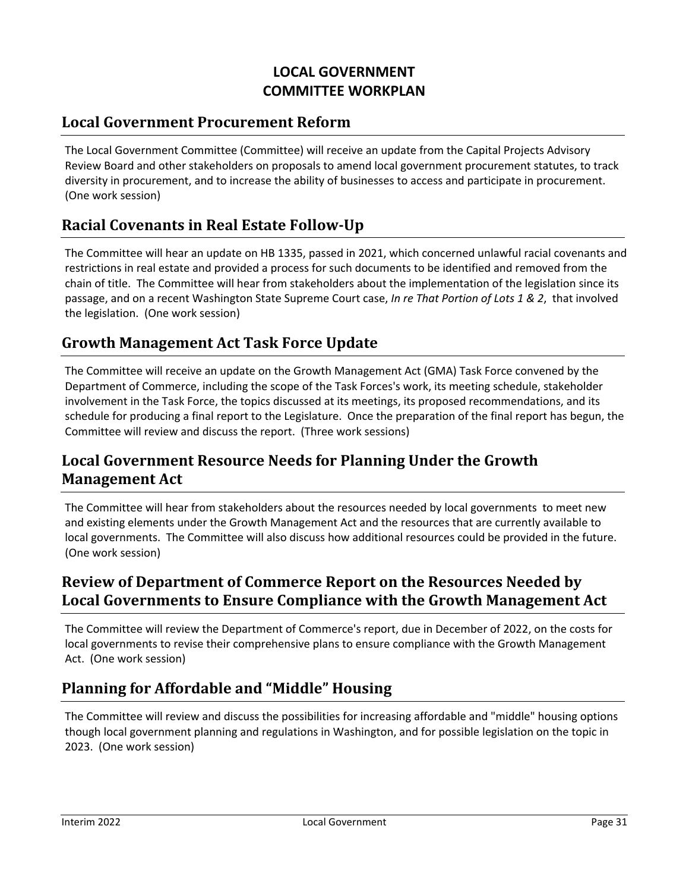# LOCAL GOVERNMENT
# COMMITTEE WORKPLAN

## Local Government Procurement Reform

The Local Government Committee (Committee) will receive an update from the Capital Projects Advisory Review Board and other stakeholders on proposals to amend local government procurement statutes, to track diversity in procurement, and to increase the ability of businesses to access and participate in procurement. (One work session)

## Racial Covenants in Real Estate Follow-Up

The Committee will hear an update on HB 1335, passed in 2021, which concerned unlawful racial covenants and restrictions in real estate and provided a process for such documents to be identified and removed from the chain of title. The Committee will hear from stakeholders about the implementation of the legislation since its passage, and on a recent Washington State Supreme Court case, *In re That Portion of Lots 1 & 2*, that involved the legislation. (One work session)

## Growth Management Act Task Force Update

The Committee will receive an update on the Growth Management Act (GMA) Task Force convened by the Department of Commerce, including the scope of the Task Forces's work, its meeting schedule, stakeholder involvement in the Task Force, the topics discussed at its meetings, its proposed recommendations, and its schedule for producing a final report to the Legislature. Once the preparation of the final report has begun, the Committee will review and discuss the report. (Three work sessions)

## Local Government Resource Needs for Planning Under the Growth Management Act

The Committee will hear from stakeholders about the resources needed by local governments to meet new and existing elements under the Growth Management Act and the resources that are currently available to local governments. The Committee will also discuss how additional resources could be provided in the future. (One work session)

## Review of Department of Commerce Report on the Resources Needed by Local Governments to Ensure Compliance with the Growth Management Act

The Committee will review the Department of Commerce's report, due in December of 2022, on the costs for local governments to revise their comprehensive plans to ensure compliance with the Growth Management Act. (One work session)

## Planning for Affordable and "Middle" Housing

The Committee will review and discuss the possibilities for increasing affordable and "middle" housing options though local government planning and regulations in Washington, and for possible legislation on the topic in 2023. (One work session)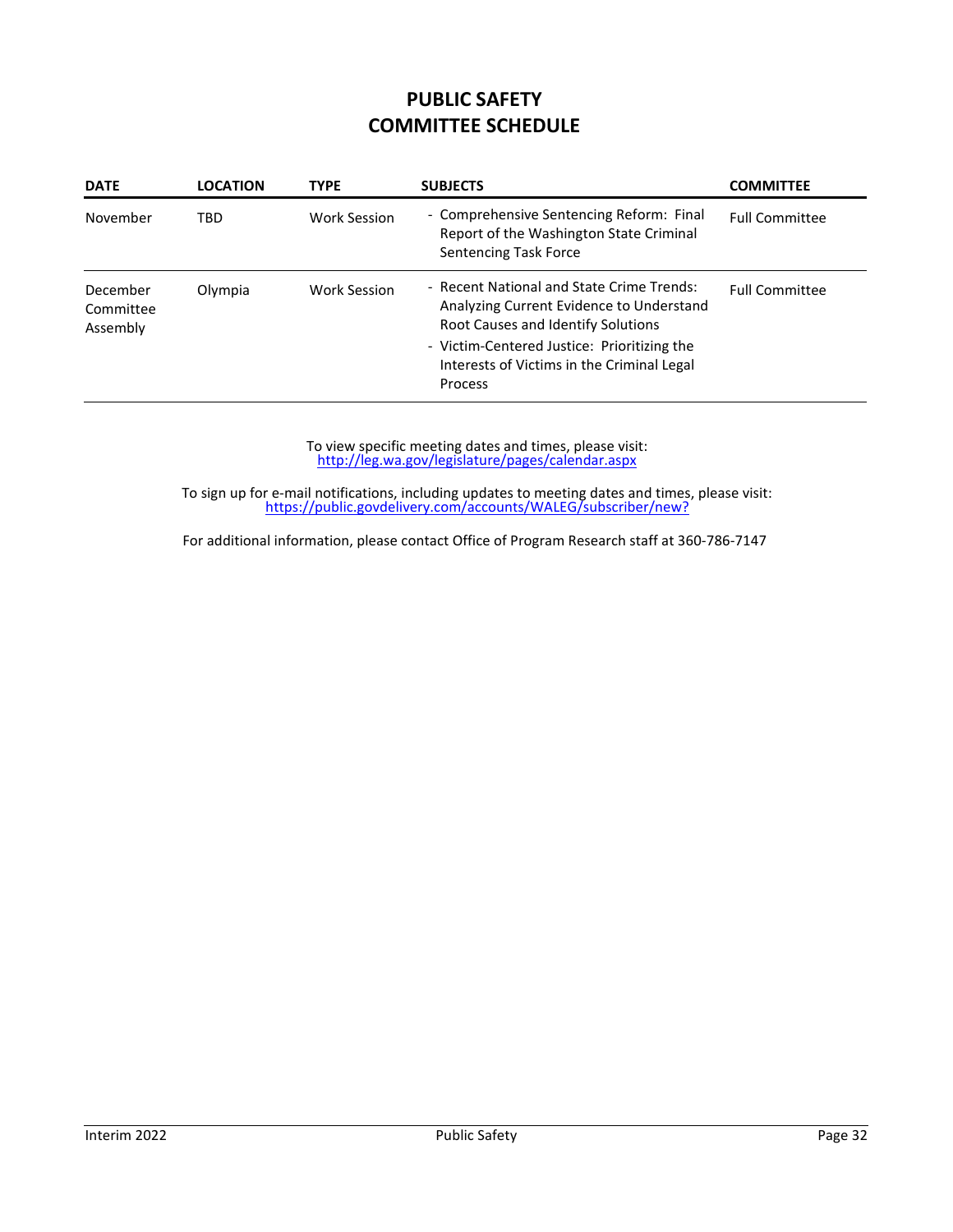# PUBLIC SAFETY
# COMMITTEE SCHEDULE

| DATE | LOCATION | TYPE | SUBJECTS | COMMITTEE |
|---|---|---|---|---|
| November | TBD | Work Session | - Comprehensive Sentencing Reform: Final Report of the Washington State Criminal Sentencing Task Force | Full Committee |
| December Committee Assembly | Olympia | Work Session | - Recent National and State Crime Trends: Analyzing Current Evidence to Understand Root Causes and Identify Solutions<br>- Victim-Centered Justice: Prioritizing the Interests of Victims in the Criminal Legal Process | Full Committee |

To view specific meeting dates and times, please visit:
http://leg.wa.gov/legislature/pages/calendar.aspx

To sign up for e-mail notifications, including updates to meeting dates and times, please visit:
https://public.govdelivery.com/accounts/WALEG/subscriber/new?

For additional information, please contact Office of Program Research staff at 360-786-7147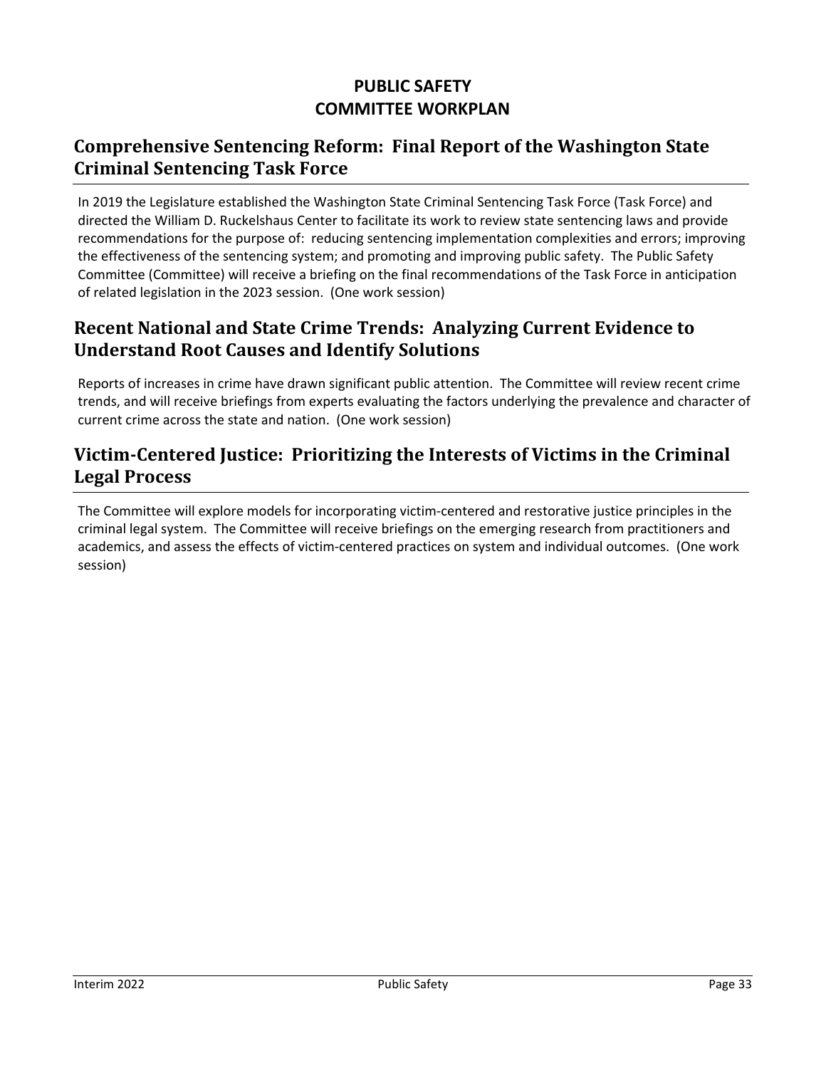# PUBLIC SAFETY
# COMMITTEE WORKPLAN

## Comprehensive Sentencing Reform: Final Report of the Washington State Criminal Sentencing Task Force

In 2019 the Legislature established the Washington State Criminal Sentencing Task Force (Task Force) and directed the William D. Ruckelshaus Center to facilitate its work to review state sentencing laws and provide recommendations for the purpose of: reducing sentencing implementation complexities and errors; improving the effectiveness of the sentencing system; and promoting and improving public safety. The Public Safety Committee (Committee) will receive a briefing on the final recommendations of the Task Force in anticipation of related legislation in the 2023 session. (One work session)

## Recent National and State Crime Trends: Analyzing Current Evidence to Understand Root Causes and Identify Solutions

Reports of increases in crime have drawn significant public attention. The Committee will review recent crime trends, and will receive briefings from experts evaluating the factors underlying the prevalence and character of current crime across the state and nation. (One work session)

## Victim-Centered Justice: Prioritizing the Interests of Victims in the Criminal Legal Process

The Committee will explore models for incorporating victim-centered and restorative justice principles in the criminal legal system. The Committee will receive briefings on the emerging research from practitioners and academics, and assess the effects of victim-centered practices on system and individual outcomes. (One work session)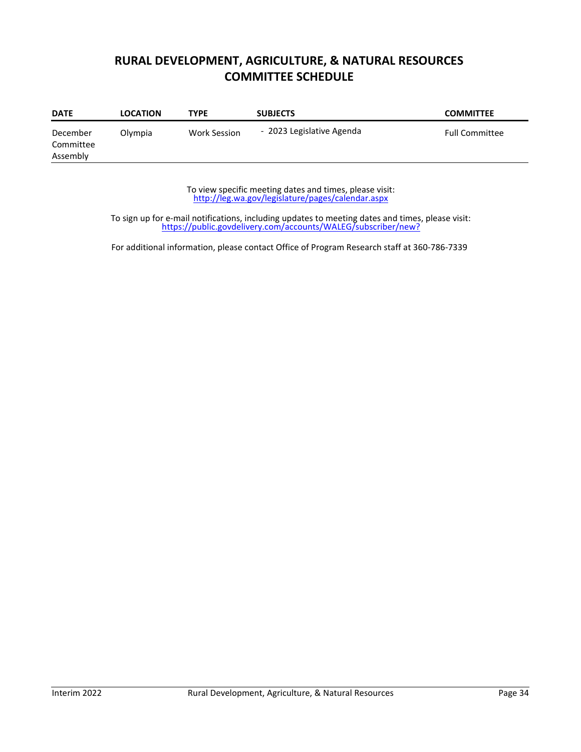# RURAL DEVELOPMENT, AGRICULTURE, & NATURAL RESOURCES COMMITTEE SCHEDULE

| DATE | LOCATION | TYPE | SUBJECTS | COMMITTEE |
|---|---|---|---|---|
| December Committee Assembly | Olympia | Work Session | - 2023 Legislative Agenda | Full Committee |

To view specific meeting dates and times, please visit:
http://leg.wa.gov/legislature/pages/calendar.aspx

To sign up for e-mail notifications, including updates to meeting dates and times, please visit:
https://public.govdelivery.com/accounts/WALEG/subscriber/new?

For additional information, please contact Office of Program Research staff at 360-786-7339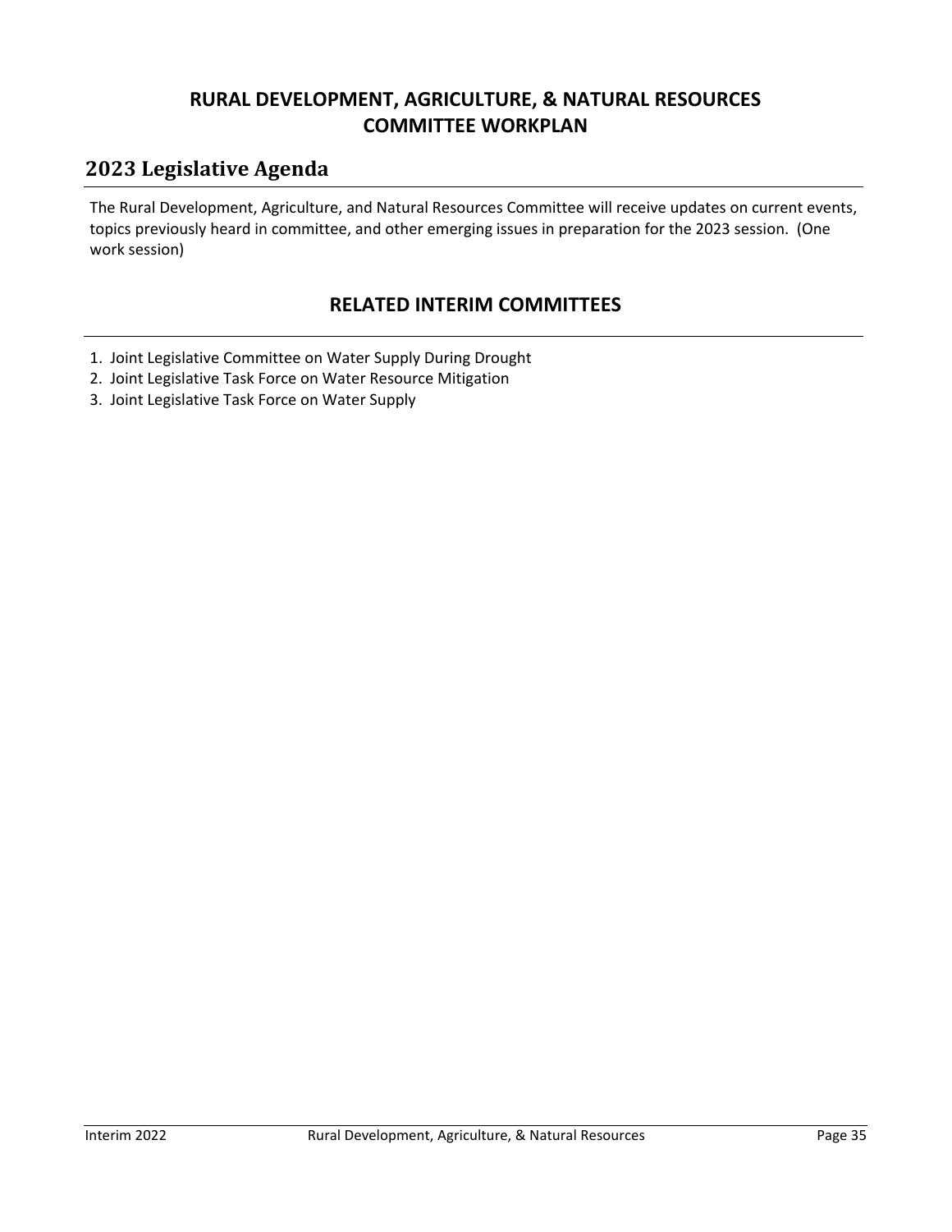# RURAL DEVELOPMENT, AGRICULTURE, & NATURAL RESOURCES COMMITTEE WORKPLAN

## 2023 Legislative Agenda

The Rural Development, Agriculture, and Natural Resources Committee will receive updates on current events, topics previously heard in committee, and other emerging issues in preparation for the 2023 session. (One work session)

## RELATED INTERIM COMMITTEES

1. Joint Legislative Committee on Water Supply During Drought
2. Joint Legislative Task Force on Water Resource Mitigation
3. Joint Legislative Task Force on Water Supply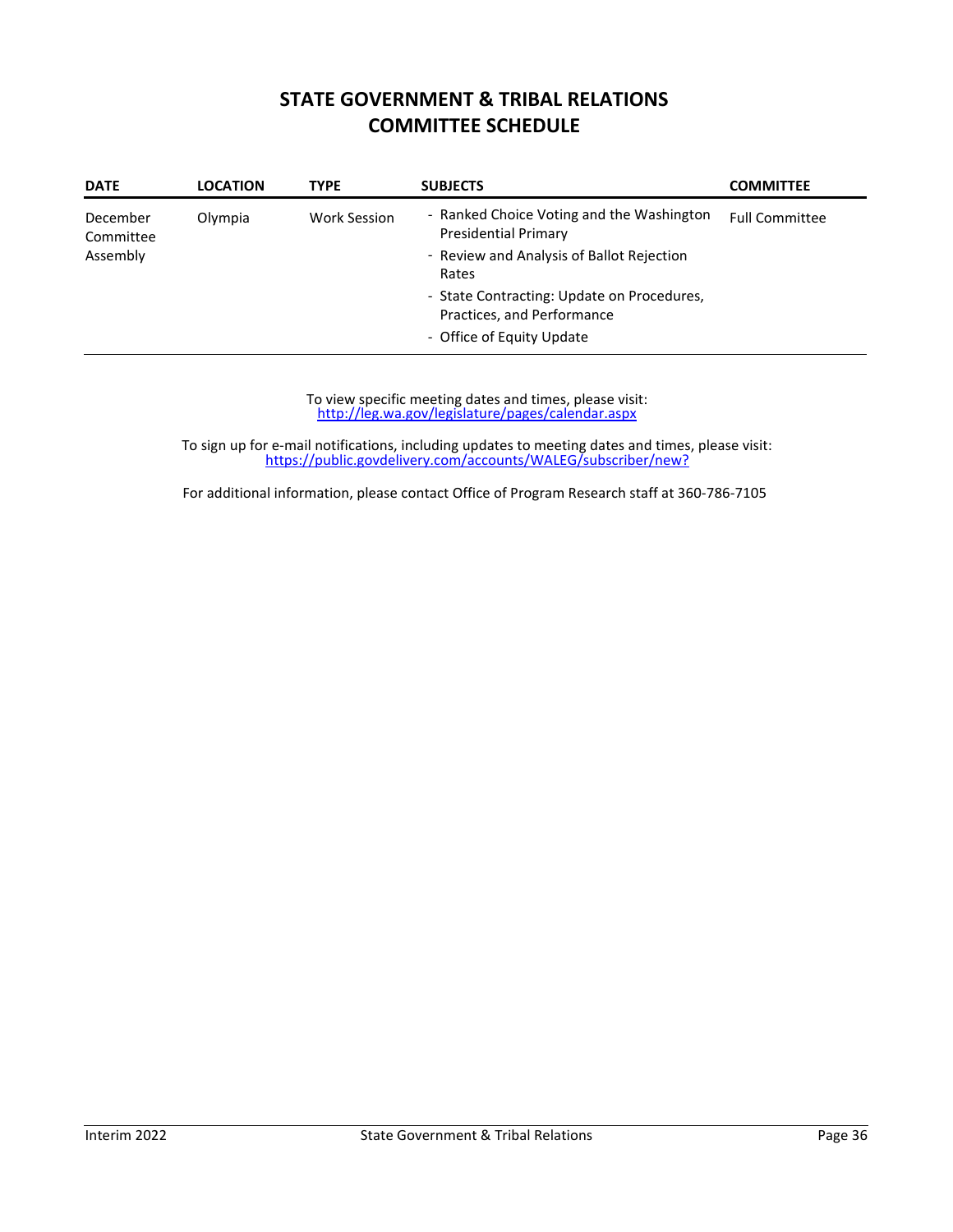# STATE GOVERNMENT & TRIBAL RELATIONS COMMITTEE SCHEDULE

| DATE | LOCATION | TYPE | SUBJECTS | COMMITTEE |
|---|---|---|---|---|
| December Committee Assembly | Olympia | Work Session | - Ranked Choice Voting and the Washington Presidential Primary<br>- Review and Analysis of Ballot Rejection Rates<br>- State Contracting: Update on Procedures, Practices, and Performance<br>- Office of Equity Update | Full Committee |

To view specific meeting dates and times, please visit:
[http://leg.wa.gov/legislature/pages/calendar.aspx](http://leg.wa.gov/legislature/pages/calendar.aspx)

To sign up for e-mail notifications, including updates to meeting dates and times, please visit:
[https://public.govdelivery.com/accounts/WALEG/subscriber/new?](https://public.govdelivery.com/accounts/WALEG/subscriber/new?)

For additional information, please contact Office of Program Research staff at 360-786-7105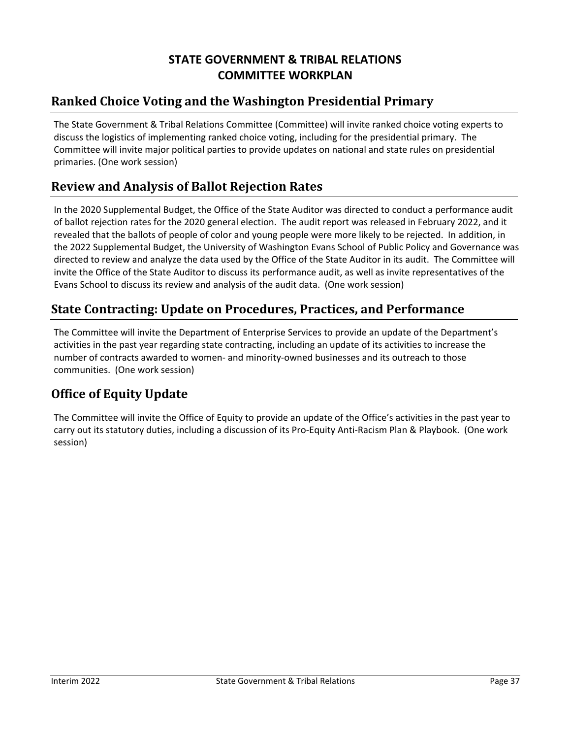# STATE GOVERNMENT & TRIBAL RELATIONS COMMITTEE WORKPLAN

## Ranked Choice Voting and the Washington Presidential Primary

The State Government & Tribal Relations Committee (Committee) will invite ranked choice voting experts to discuss the logistics of implementing ranked choice voting, including for the presidential primary. The Committee will invite major political parties to provide updates on national and state rules on presidential primaries. (One work session)

## Review and Analysis of Ballot Rejection Rates

In the 2020 Supplemental Budget, the Office of the State Auditor was directed to conduct a performance audit of ballot rejection rates for the 2020 general election. The audit report was released in February 2022, and it revealed that the ballots of people of color and young people were more likely to be rejected. In addition, in the 2022 Supplemental Budget, the University of Washington Evans School of Public Policy and Governance was directed to review and analyze the data used by the Office of the State Auditor in its audit. The Committee will invite the Office of the State Auditor to discuss its performance audit, as well as invite representatives of the Evans School to discuss its review and analysis of the audit data. (One work session)

## State Contracting: Update on Procedures, Practices, and Performance

The Committee will invite the Department of Enterprise Services to provide an update of the Department's activities in the past year regarding state contracting, including an update of its activities to increase the number of contracts awarded to women- and minority-owned businesses and its outreach to those communities. (One work session)

## Office of Equity Update

The Committee will invite the Office of Equity to provide an update of the Office's activities in the past year to carry out its statutory duties, including a discussion of its Pro-Equity Anti-Racism Plan & Playbook. (One work session)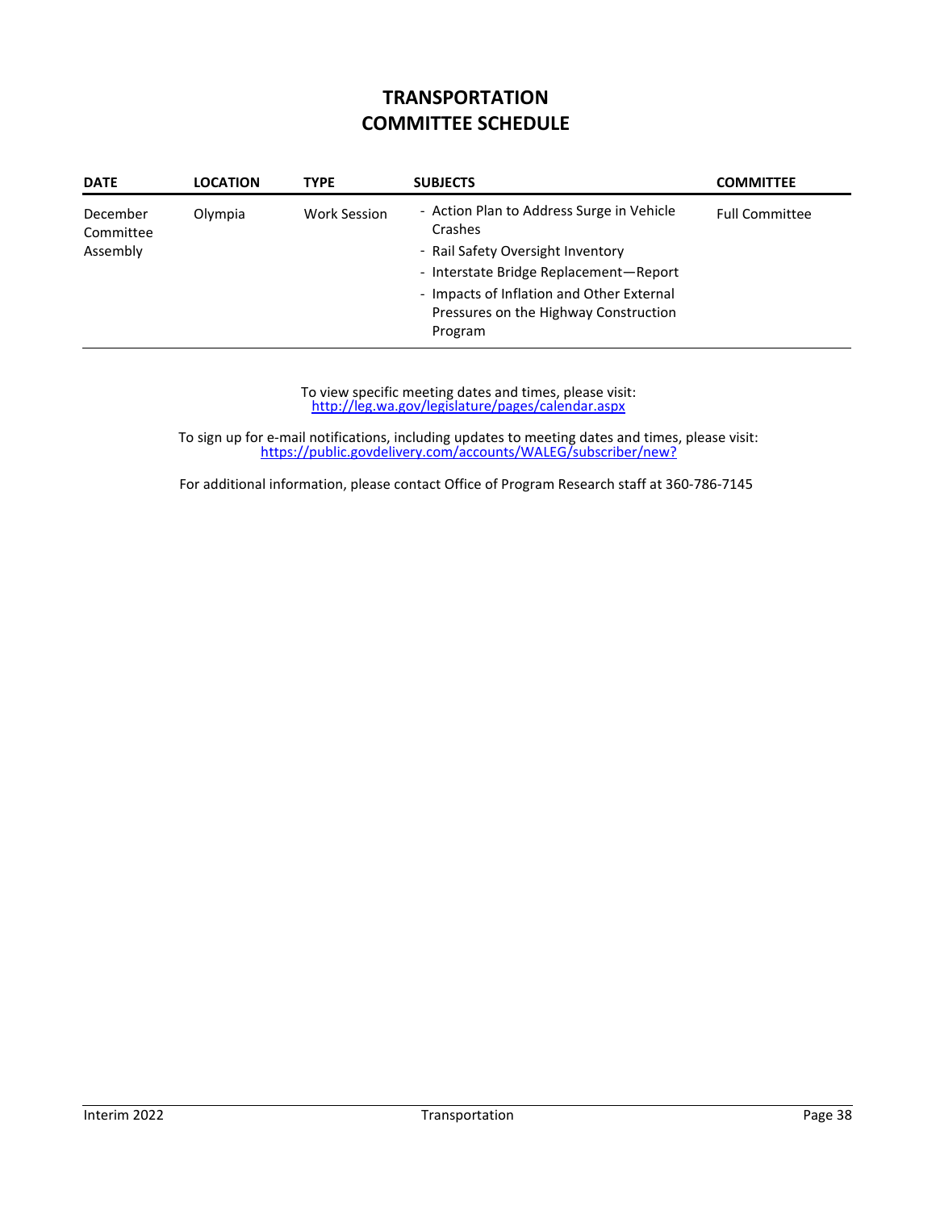# TRANSPORTATION
# COMMITTEE SCHEDULE

| DATE | LOCATION | TYPE | SUBJECTS | COMMITTEE |
|---|---|---|---|---|
| December Committee Assembly | Olympia | Work Session | - Action Plan to Address Surge in Vehicle Crashes<br>- Rail Safety Oversight Inventory<br>- Interstate Bridge Replacement—Report<br>- Impacts of Inflation and Other External Pressures on the Highway Construction Program | Full Committee |

To view specific meeting dates and times, please visit:
http://leg.wa.gov/legislature/pages/calendar.aspx

To sign up for e-mail notifications, including updates to meeting dates and times, please visit:
https://public.govdelivery.com/accounts/WALEG/subscriber/new?

For additional information, please contact Office of Program Research staff at 360-786-7145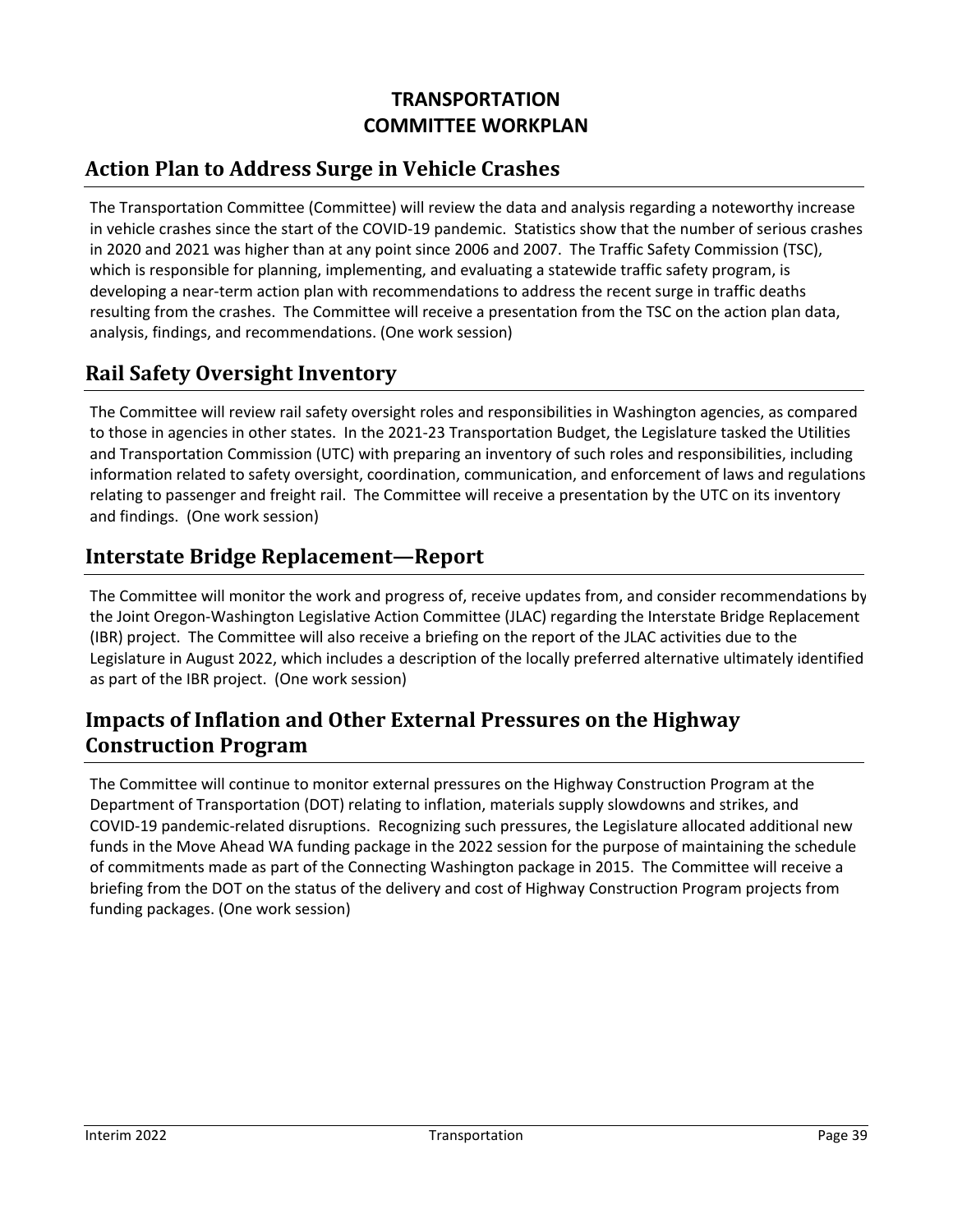# TRANSPORTATION COMMITTEE WORKPLAN

## Action Plan to Address Surge in Vehicle Crashes

The Transportation Committee (Committee) will review the data and analysis regarding a noteworthy increase in vehicle crashes since the start of the COVID-19 pandemic. Statistics show that the number of serious crashes in 2020 and 2021 was higher than at any point since 2006 and 2007. The Traffic Safety Commission (TSC), which is responsible for planning, implementing, and evaluating a statewide traffic safety program, is developing a near-term action plan with recommendations to address the recent surge in traffic deaths resulting from the crashes. The Committee will receive a presentation from the TSC on the action plan data, analysis, findings, and recommendations. (One work session)

## Rail Safety Oversight Inventory

The Committee will review rail safety oversight roles and responsibilities in Washington agencies, as compared to those in agencies in other states. In the 2021-23 Transportation Budget, the Legislature tasked the Utilities and Transportation Commission (UTC) with preparing an inventory of such roles and responsibilities, including information related to safety oversight, coordination, communication, and enforcement of laws and regulations relating to passenger and freight rail. The Committee will receive a presentation by the UTC on its inventory and findings. (One work session)

## Interstate Bridge Replacement—Report

The Committee will monitor the work and progress of, receive updates from, and consider recommendations by the Joint Oregon-Washington Legislative Action Committee (JLAC) regarding the Interstate Bridge Replacement (IBR) project. The Committee will also receive a briefing on the report of the JLAC activities due to the Legislature in August 2022, which includes a description of the locally preferred alternative ultimately identified as part of the IBR project. (One work session)

## Impacts of Inflation and Other External Pressures on the Highway Construction Program

The Committee will continue to monitor external pressures on the Highway Construction Program at the Department of Transportation (DOT) relating to inflation, materials supply slowdowns and strikes, and COVID-19 pandemic-related disruptions. Recognizing such pressures, the Legislature allocated additional new funds in the Move Ahead WA funding package in the 2022 session for the purpose of maintaining the schedule of commitments made as part of the Connecting Washington package in 2015. The Committee will receive a briefing from the DOT on the status of the delivery and cost of Highway Construction Program projects from funding packages. (One work session)